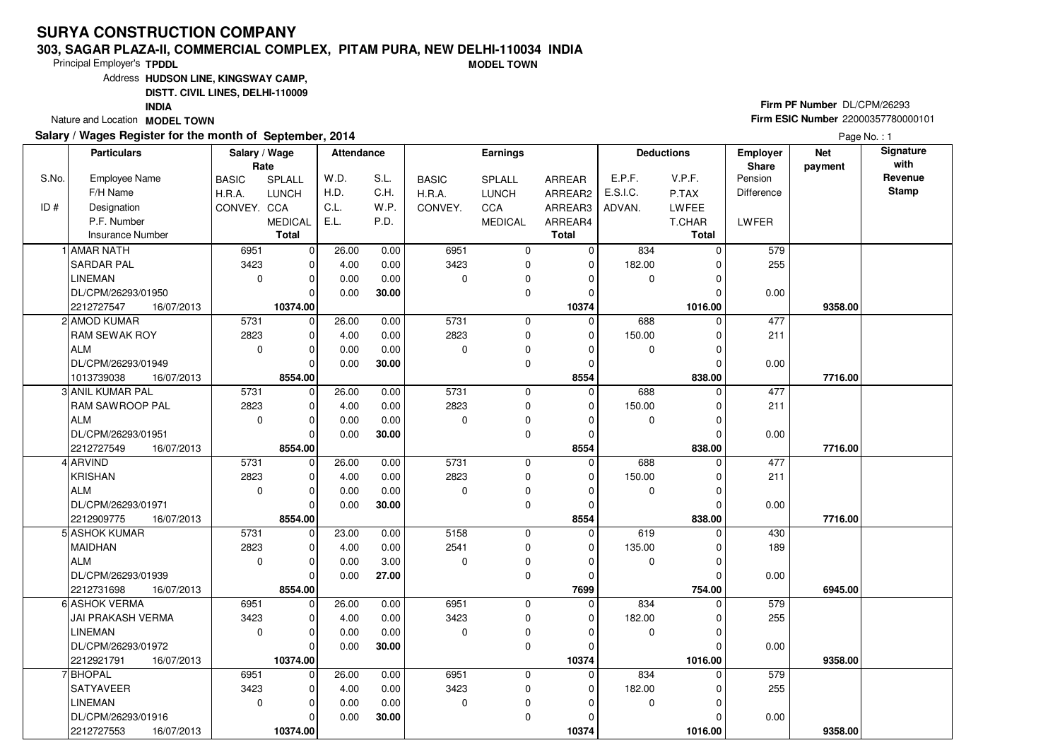# SURYA CONSTRUCTION COMPANY

**303, SAGAR PLAZA-II, COMMERCIAL COMPLEX, PITAM PURA, NEW DELHI-110034 INDIA**

**MODEL TOWN**

Principal Employer's **TPDDL**

Address **HUDSON LINE, KINGSWAY CAMP, DISTT. CIVIL LINES, DELHI-110009 INDIA**

Nature and Location **MODEL TOWN**

**Firm PF Number** DL/CPM/26293

**Firm ESIC Number** 22000357780000101

**Salary / Wages Register for the month of September, 2014**

Page No. : 1

| S.No. / ID # | Employee Name / F/H Name / Designation / P.F. Number / Insurance Number | Rate: BASIC / H.R.A. / CONVEY. | Rate: SPLALL / LUNCH / CCA / MEDICAL / Total | Attendance: W.D. / H.D. / C.L. / E.L. | Attendance: S.L. / C.H. / W.P. / P.D. | Earnings: BASIC / H.R.A. / CONVEY. | Earnings: SPLALL / LUNCH / CCA / MEDICAL | Earnings: ARREAR / ARREAR2 / ARREAR3 / ARREAR4 / Total | Deductions: E.P.F. / E.S.I.C. / ADVAN. | Deductions: V.P.F. / P.TAX / LWFEE / T.CHAR / Total | Employer Share: Pension / Difference / LWFER | Net payment | Signature with Revenue Stamp |
|---|---|---|---|---|---|---|---|---|---|---|---|---|---|
| 1 | AMAR NATH / SARDAR PAL / LINEMAN / DL/CPM/26293/01950 / 2212727547 16/07/2013 | 6951 / 3423 / 0 | 0 / 0 / 0 / 0 / **10374.00** | 26.00 / 4.00 / 0.00 / 0.00 | 0.00 / 0.00 / 0.00 / **30.00** | 6951 / 3423 / 0 | 0 / 0 / 0 / 0 | 0 / 0 / 0 / 0 / **10374** | 834 / 182.00 / 0 | 0 / 0 / 0 / 0 / **1016.00** | 579 / 255 / 0.00 | **9358.00** | |
| 2 | AMOD KUMAR / RAM SEWAK ROY / ALM / DL/CPM/26293/01949 / 1013739038 16/07/2013 | 5731 / 2823 / 0 | 0 / 0 / 0 / 0 / **8554.00** | 26.00 / 4.00 / 0.00 / 0.00 | 0.00 / 0.00 / 0.00 / **30.00** | 5731 / 2823 / 0 | 0 / 0 / 0 / 0 | 0 / 0 / 0 / 0 / **8554** | 688 / 150.00 / 0 | 0 / 0 / 0 / 0 / **838.00** | 477 / 211 / 0.00 | **7716.00** | |
| 3 | ANIL KUMAR PAL / RAM SAWROOP PAL / ALM / DL/CPM/26293/01951 / 2212727549 16/07/2013 | 5731 / 2823 / 0 | 0 / 0 / 0 / 0 / **8554.00** | 26.00 / 4.00 / 0.00 / 0.00 | 0.00 / 0.00 / 0.00 / **30.00** | 5731 / 2823 / 0 | 0 / 0 / 0 / 0 | 0 / 0 / 0 / 0 / **8554** | 688 / 150.00 / 0 | 0 / 0 / 0 / 0 / **838.00** | 477 / 211 / 0.00 | **7716.00** | |
| 4 | ARVIND / KRISHAN / ALM / DL/CPM/26293/01971 / 2212909775 16/07/2013 | 5731 / 2823 / 0 | 0 / 0 / 0 / 0 / **8554.00** | 26.00 / 4.00 / 0.00 / 0.00 | 0.00 / 0.00 / 0.00 / **30.00** | 5731 / 2823 / 0 | 0 / 0 / 0 / 0 | 0 / 0 / 0 / 0 / **8554** | 688 / 150.00 / 0 | 0 / 0 / 0 / 0 / **838.00** | 477 / 211 / 0.00 | **7716.00** | |
| 5 | ASHOK KUMAR / MAIDHAN / ALM / DL/CPM/26293/01939 / 2212731698 16/07/2013 | 5731 / 2823 / 0 | 0 / 0 / 0 / 0 / **8554.00** | 23.00 / 4.00 / 0.00 / 0.00 | 0.00 / 0.00 / 3.00 / **27.00** | 5158 / 2541 / 0 | 0 / 0 / 0 / 0 | 0 / 0 / 0 / 0 / **7699** | 619 / 135.00 / 0 | 0 / 0 / 0 / 0 / **754.00** | 430 / 189 / 0.00 | **6945.00** | |
| 6 | ASHOK VERMA / JAI PRAKASH VERMA / LINEMAN / DL/CPM/26293/01972 / 2212921791 16/07/2013 | 6951 / 3423 / 0 | 0 / 0 / 0 / 0 / **10374.00** | 26.00 / 4.00 / 0.00 / 0.00 | 0.00 / 0.00 / 0.00 / **30.00** | 6951 / 3423 / 0 | 0 / 0 / 0 / 0 | 0 / 0 / 0 / 0 / **10374** | 834 / 182.00 / 0 | 0 / 0 / 0 / 0 / **1016.00** | 579 / 255 / 0.00 | **9358.00** | |
| 7 | BHOPAL / SATYAVEER / LINEMAN / DL/CPM/26293/01916 / 2212727553 16/07/2013 | 6951 / 3423 / 0 | 0 / 0 / 0 / 0 / **10374.00** | 26.00 / 4.00 / 0.00 / 0.00 | 0.00 / 0.00 / 0.00 / **30.00** | 6951 / 3423 / 0 | 0 / 0 / 0 / 0 | 0 / 0 / 0 / 0 / **10374** | 834 / 182.00 / 0 | 0 / 0 / 0 / 0 / **1016.00** | 579 / 255 / 0.00 | **9358.00** | |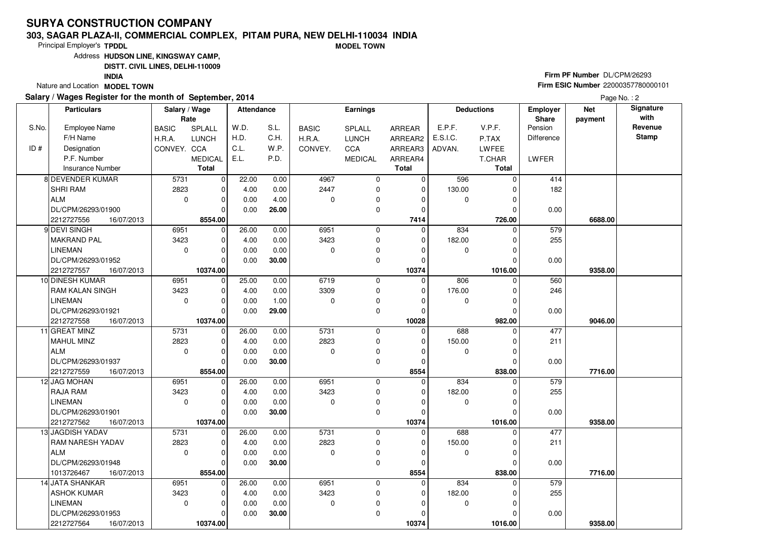# SURYA CONSTRUCTION COMPANY

**303, SAGAR PLAZA-II, COMMERCIAL COMPLEX, PITAM PURA, NEW DELHI-110034 INDIA**

**MODEL TOWN**

Principal Employer's **TPDDL**

Address **HUDSON LINE, KINGSWAY CAMP, DISTT. CIVIL LINES, DELHI-110009 INDIA**

Nature and Location **MODEL TOWN**

**Firm PF Number** DL/CPM/26293

**Firm ESIC Number** 22000357780000101

**Salary / Wages Register for the month of September, 2014**

Page No. : 2

| S.No. / ID # | Particulars | Salary / Wage Rate | | Attendance | | Earnings | | | Deductions | | Employer Share | Net payment | Signature with Revenue Stamp |
|---|---|---|---|---|---|---|---|---|---|---|---|---|---|
| | Employee Name / F/H Name / Designation / P.F. Number / Insurance Number | BASIC / H.R.A. / CONVEY. | SPLALL / LUNCH / CCA / MEDICAL / **Total** | W.D. / H.D. / C.L. / E.L. | S.L. / C.H. / W.P. / P.D. | BASIC / H.R.A. / CONVEY. | SPLALL / LUNCH / CCA / MEDICAL | ARREAR / ARREAR2 / ARREAR3 / ARREAR4 / **Total** | E.P.F. / E.S.I.C. / ADVAN. | V.P.F. / P.TAX / LWFEE / T.CHAR / **Total** | Pension / Difference / LWFER | | |
| 8 | DEVENDER KUMAR | 5731 | 0 | 22.00 | 0.00 | 4967 | 0 | 0 | 596 | 0 | 414 | | |
| | SHRI RAM | 2823 | 0 | 4.00 | 0.00 | 2447 | 0 | 0 | 130.00 | 0 | 182 | | |
| | ALM | 0 | 0 | 0.00 | 4.00 | 0 | 0 | 0 | 0 | 0 | | | |
| | DL/CPM/26293/01900 | | 0 | 0.00 | **26.00** | | 0 | 0 | | 0 | 0.00 | | |
| | 2212727556 16/07/2013 | | **8554.00** | | | | | **7414** | | **726.00** | | **6688.00** | |
| 9 | DEVI SINGH | 6951 | 0 | 26.00 | 0.00 | 6951 | 0 | 0 | 834 | 0 | 579 | | |
| | MAKRAND PAL | 3423 | 0 | 4.00 | 0.00 | 3423 | 0 | 0 | 182.00 | 0 | 255 | | |
| | LINEMAN | 0 | 0 | 0.00 | 0.00 | 0 | 0 | 0 | 0 | 0 | | | |
| | DL/CPM/26293/01952 | | 0 | 0.00 | **30.00** | | 0 | 0 | | 0 | 0.00 | | |
| | 2212727557 16/07/2013 | | **10374.00** | | | | | **10374** | | **1016.00** | | **9358.00** | |
| 10 | DINESH KUMAR | 6951 | 0 | 25.00 | 0.00 | 6719 | 0 | 0 | 806 | 0 | 560 | | |
| | RAM KALAN SINGH | 3423 | 0 | 4.00 | 0.00 | 3309 | 0 | 0 | 176.00 | 0 | 246 | | |
| | LINEMAN | 0 | 0 | 0.00 | 1.00 | 0 | 0 | 0 | 0 | 0 | | | |
| | DL/CPM/26293/01921 | | 0 | 0.00 | **29.00** | | 0 | 0 | | 0 | 0.00 | | |
| | 2212727558 16/07/2013 | | **10374.00** | | | | | **10028** | | **982.00** | | **9046.00** | |
| 11 | GREAT MINZ | 5731 | 0 | 26.00 | 0.00 | 5731 | 0 | 0 | 688 | 0 | 477 | | |
| | MAHUL MINZ | 2823 | 0 | 4.00 | 0.00 | 2823 | 0 | 0 | 150.00 | 0 | 211 | | |
| | ALM | 0 | 0 | 0.00 | 0.00 | 0 | 0 | 0 | 0 | 0 | | | |
| | DL/CPM/26293/01937 | | 0 | 0.00 | **30.00** | | 0 | 0 | | 0 | 0.00 | | |
| | 2212727559 16/07/2013 | | **8554.00** | | | | | **8554** | | **838.00** | | **7716.00** | |
| 12 | JAG MOHAN | 6951 | 0 | 26.00 | 0.00 | 6951 | 0 | 0 | 834 | 0 | 579 | | |
| | RAJA RAM | 3423 | 0 | 4.00 | 0.00 | 3423 | 0 | 0 | 182.00 | 0 | 255 | | |
| | LINEMAN | 0 | 0 | 0.00 | 0.00 | 0 | 0 | 0 | 0 | 0 | | | |
| | DL/CPM/26293/01901 | | 0 | 0.00 | **30.00** | | 0 | 0 | | 0 | 0.00 | | |
| | 2212727562 16/07/2013 | | **10374.00** | | | | | **10374** | | **1016.00** | | **9358.00** | |
| 13 | JAGDISH YADAV | 5731 | 0 | 26.00 | 0.00 | 5731 | 0 | 0 | 688 | 0 | 477 | | |
| | RAM NARESH YADAV | 2823 | 0 | 4.00 | 0.00 | 2823 | 0 | 0 | 150.00 | 0 | 211 | | |
| | ALM | 0 | 0 | 0.00 | 0.00 | 0 | 0 | 0 | 0 | 0 | | | |
| | DL/CPM/26293/01948 | | 0 | 0.00 | **30.00** | | 0 | 0 | | 0 | 0.00 | | |
| | 1013726467 16/07/2013 | | **8554.00** | | | | | **8554** | | **838.00** | | **7716.00** | |
| 14 | JATA SHANKAR | 6951 | 0 | 26.00 | 0.00 | 6951 | 0 | 0 | 834 | 0 | 579 | | |
| | ASHOK KUMAR | 3423 | 0 | 4.00 | 0.00 | 3423 | 0 | 0 | 182.00 | 0 | 255 | | |
| | LINEMAN | 0 | 0 | 0.00 | 0.00 | 0 | 0 | 0 | 0 | 0 | | | |
| | DL/CPM/26293/01953 | | 0 | 0.00 | **30.00** | | 0 | 0 | | 0 | 0.00 | | |
| | 2212727564 16/07/2013 | | **10374.00** | | | | | **10374** | | **1016.00** | | **9358.00** | |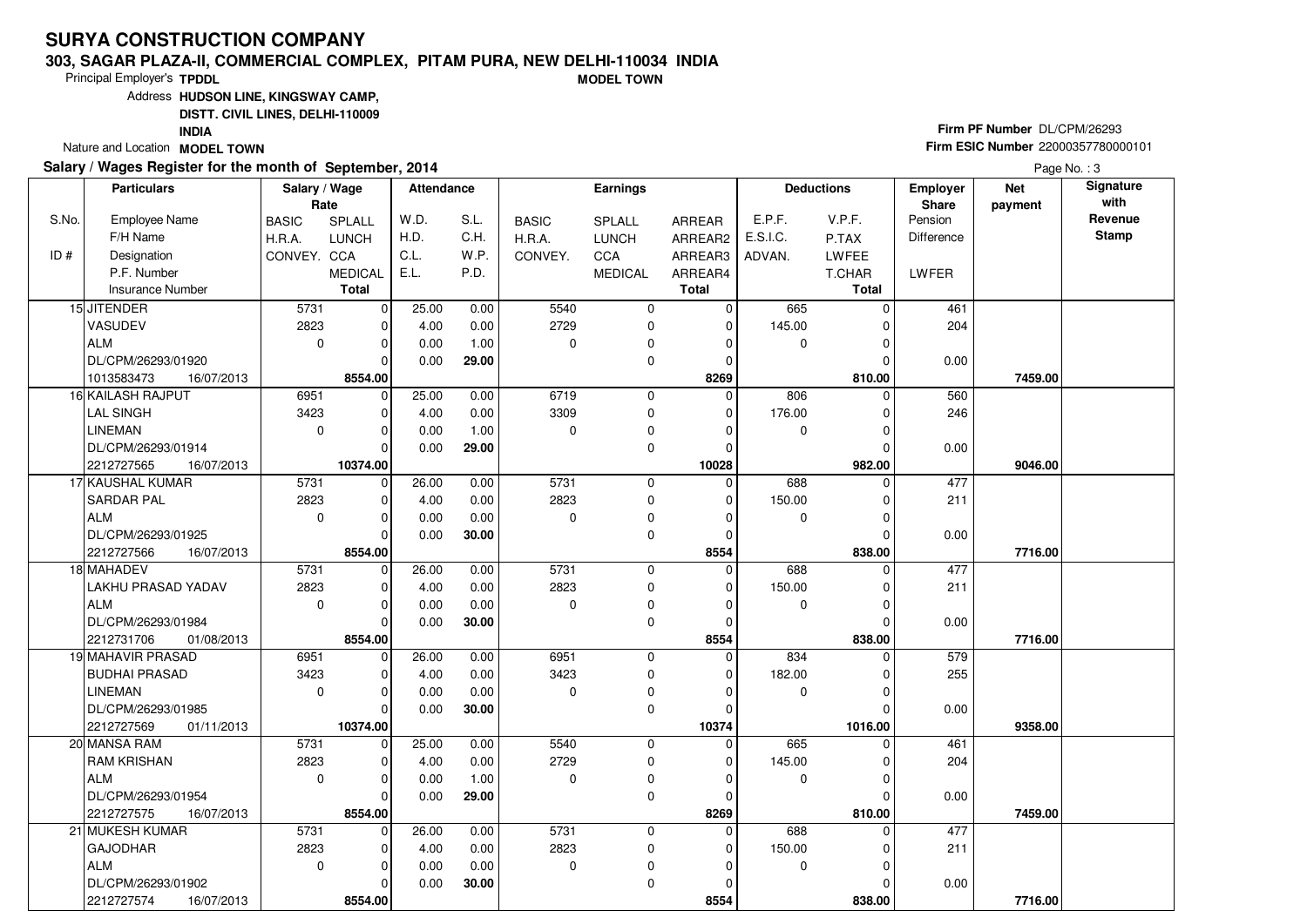# SURYA CONSTRUCTION COMPANY

**303, SAGAR PLAZA-II, COMMERCIAL COMPLEX, PITAM PURA, NEW DELHI-110034 INDIA**

**MODEL TOWN**

Principal Employer's **TPDDL**

Address **HUDSON LINE, KINGSWAY CAMP, DISTT. CIVIL LINES, DELHI-110009 INDIA**

Nature and Location **MODEL TOWN**

**Firm PF Number** DL/CPM/26293

**Firm ESIC Number** 22000357780000101

**Salary / Wages Register for the month of September, 2014**

| S.No. / ID # | Employee Name / F/H Name / Designation / P.F. Number / Insurance Number | BASIC / H.R.A. / CONVEY. | SPLALL / LUNCH / CCA / MEDICAL / Total | W.D. / H.D. / C.L. / E.L. | S.L. / C.H. / W.P. / P.D. | BASIC / H.R.A. / CONVEY. | SPLALL / LUNCH / CCA / MEDICAL | ARREAR / ARREAR2 / ARREAR3 / ARREAR4 / Total | E.P.F. / E.S.I.C. / ADVAN. | V.P.F. / P.TAX / LWFEE / T.CHAR / Total | Employer Share Pension / Difference / LWFER | Net payment | Signature with Revenue Stamp |
|---|---|---|---|---|---|---|---|---|---|---|---|---|---|
| 15 | JITENDER | 5731 | 0 | 25.00 | 0.00 | 5540 | 0 | 0 | 665 | 0 | 461 | | |
| | VASUDEV | 2823 | 0 | 4.00 | 0.00 | 2729 | 0 | 0 | 145.00 | 0 | 204 | | |
| | ALM | 0 | 0 | 0.00 | 1.00 | 0 | 0 | 0 | 0 | 0 | | | |
| | DL/CPM/26293/01920 | | 0 | 0.00 | **29.00** | | 0 | 0 | | 0 | 0.00 | | |
| | 1013583473 16/07/2013 | | **8554.00** | | | | | **8269** | | **810.00** | | **7459.00** | |
| 16 | KAILASH RAJPUT | 6951 | 0 | 25.00 | 0.00 | 6719 | 0 | 0 | 806 | 0 | 560 | | |
| | LAL SINGH | 3423 | 0 | 4.00 | 0.00 | 3309 | 0 | 0 | 176.00 | 0 | 246 | | |
| | LINEMAN | 0 | 0 | 0.00 | 1.00 | 0 | 0 | 0 | 0 | 0 | | | |
| | DL/CPM/26293/01914 | | 0 | 0.00 | **29.00** | | 0 | 0 | | 0 | 0.00 | | |
| | 2212727565 16/07/2013 | | **10374.00** | | | | | **10028** | | **982.00** | | **9046.00** | |
| 17 | KAUSHAL KUMAR | 5731 | 0 | 26.00 | 0.00 | 5731 | 0 | 0 | 688 | 0 | 477 | | |
| | SARDAR PAL | 2823 | 0 | 4.00 | 0.00 | 2823 | 0 | 0 | 150.00 | 0 | 211 | | |
| | ALM | 0 | 0 | 0.00 | 0.00 | 0 | 0 | 0 | 0 | 0 | | | |
| | DL/CPM/26293/01925 | | 0 | 0.00 | **30.00** | | 0 | 0 | | 0 | 0.00 | | |
| | 2212727566 16/07/2013 | | **8554.00** | | | | | **8554** | | **838.00** | | **7716.00** | |
| 18 | MAHADEV | 5731 | 0 | 26.00 | 0.00 | 5731 | 0 | 0 | 688 | 0 | 477 | | |
| | LAKHU PRASAD YADAV | 2823 | 0 | 4.00 | 0.00 | 2823 | 0 | 0 | 150.00 | 0 | 211 | | |
| | ALM | 0 | 0 | 0.00 | 0.00 | 0 | 0 | 0 | 0 | 0 | | | |
| | DL/CPM/26293/01984 | | 0 | 0.00 | **30.00** | | 0 | 0 | | 0 | 0.00 | | |
| | 2212731706 01/08/2013 | | **8554.00** | | | | | **8554** | | **838.00** | | **7716.00** | |
| 19 | MAHAVIR PRASAD | 6951 | 0 | 26.00 | 0.00 | 6951 | 0 | 0 | 834 | 0 | 579 | | |
| | BUDHAI PRASAD | 3423 | 0 | 4.00 | 0.00 | 3423 | 0 | 0 | 182.00 | 0 | 255 | | |
| | LINEMAN | 0 | 0 | 0.00 | 0.00 | 0 | 0 | 0 | 0 | 0 | | | |
| | DL/CPM/26293/01985 | | 0 | 0.00 | **30.00** | | 0 | 0 | | 0 | 0.00 | | |
| | 2212727569 01/11/2013 | | **10374.00** | | | | | **10374** | | **1016.00** | | **9358.00** | |
| 20 | MANSA RAM | 5731 | 0 | 25.00 | 0.00 | 5540 | 0 | 0 | 665 | 0 | 461 | | |
| | RAM KRISHAN | 2823 | 0 | 4.00 | 0.00 | 2729 | 0 | 0 | 145.00 | 0 | 204 | | |
| | ALM | 0 | 0 | 0.00 | 1.00 | 0 | 0 | 0 | 0 | 0 | | | |
| | DL/CPM/26293/01954 | | 0 | 0.00 | **29.00** | | 0 | 0 | | 0 | 0.00 | | |
| | 2212727575 16/07/2013 | | **8554.00** | | | | | **8269** | | **810.00** | | **7459.00** | |
| 21 | MUKESH KUMAR | 5731 | 0 | 26.00 | 0.00 | 5731 | 0 | 0 | 688 | 0 | 477 | | |
| | GAJODHAR | 2823 | 0 | 4.00 | 0.00 | 2823 | 0 | 0 | 150.00 | 0 | 211 | | |
| | ALM | 0 | 0 | 0.00 | 0.00 | 0 | 0 | 0 | 0 | 0 | | | |
| | DL/CPM/26293/01902 | | 0 | 0.00 | **30.00** | | 0 | 0 | | 0 | 0.00 | | |
| | 2212727574 16/07/2013 | | **8554.00** | | | | | **8554** | | **838.00** | | **7716.00** | |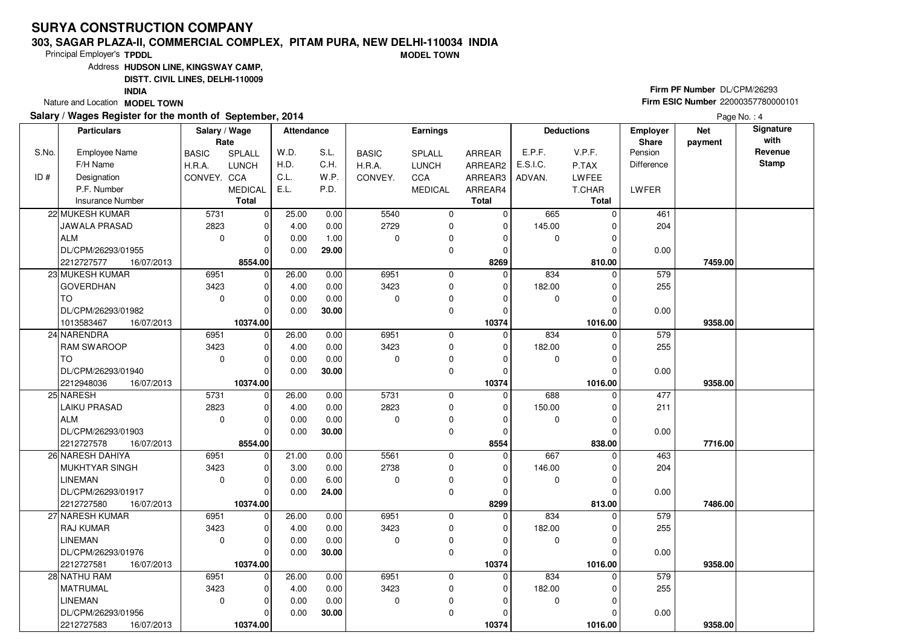# SURYA CONSTRUCTION COMPANY

**303, SAGAR PLAZA-II, COMMERCIAL COMPLEX, PITAM PURA, NEW DELHI-110034 INDIA**

**MODEL TOWN**

Principal Employer's **TPDDL**

Address **HUDSON LINE, KINGSWAY CAMP, DISTT. CIVIL LINES, DELHI-110009 INDIA**

Nature and Location **MODEL TOWN**

**Firm PF Number** DL/CPM/26293

**Firm ESIC Number** 22000357780000101

**Salary / Wages Register for the month of September, 2014**

| S.No. / ID # | Employee Name / F/H Name / Designation / P.F. Number / Insurance Number | | Salary / Wage Rate: BASIC / H.R.A. / CONVEY. | SPLALL / LUNCH / CCA / MEDICAL / Total | Attendance: W.D. / H.D. / C.L. / E.L. | S.L. / C.H. / W.P. / P.D. | Earnings: BASIC / H.R.A. / CONVEY. | SPLALL / LUNCH / CCA / MEDICAL | ARREAR / ARREAR2 / ARREAR3 / ARREAR4 / Total | Deductions: E.P.F. / E.S.I.C. / ADVAN. | V.P.F. / P.TAX / LWFEE / T.CHAR / Total | Employer Share: Pension / Difference / LWFER | Net payment | Signature with Revenue Stamp |
|---|---|---|---|---|---|---|---|---|---|---|---|---|---|---|
| 22 | MUKESH KUMAR | | 5731 | 0 | 25.00 | 0.00 | 5540 | 0 | 0 | 665 | 0 | 461 | | |
| | JAWALA PRASAD | | 2823 | 0 | 4.00 | 0.00 | 2729 | 0 | 0 | 145.00 | 0 | 204 | | |
| | ALM | | 0 | 0 | 0.00 | 1.00 | 0 | 0 | 0 | 0 | 0 | | | |
| | DL/CPM/26293/01955 | | | 0 | 0.00 | **29.00** | | 0 | 0 | | 0 | 0.00 | | |
| | 2212727577 | 16/07/2013 | | **8554.00** | | | | | **8269** | | **810.00** | | **7459.00** | |
| 23 | MUKESH KUMAR | | 6951 | 0 | 26.00 | 0.00 | 6951 | 0 | 0 | 834 | 0 | 579 | | |
| | GOVERDHAN | | 3423 | 0 | 4.00 | 0.00 | 3423 | 0 | 0 | 182.00 | 0 | 255 | | |
| | TO | | 0 | 0 | 0.00 | 0.00 | 0 | 0 | 0 | 0 | 0 | | | |
| | DL/CPM/26293/01982 | | | 0 | 0.00 | **30.00** | | 0 | 0 | | 0 | 0.00 | | |
| | 1013583467 | 16/07/2013 | | **10374.00** | | | | | **10374** | | **1016.00** | | **9358.00** | |
| 24 | NARENDRA | | 6951 | 0 | 26.00 | 0.00 | 6951 | 0 | 0 | 834 | 0 | 579 | | |
| | RAM SWAROOP | | 3423 | 0 | 4.00 | 0.00 | 3423 | 0 | 0 | 182.00 | 0 | 255 | | |
| | TO | | 0 | 0 | 0.00 | 0.00 | 0 | 0 | 0 | 0 | 0 | | | |
| | DL/CPM/26293/01940 | | | 0 | 0.00 | **30.00** | | 0 | 0 | | 0 | 0.00 | | |
| | 2212948036 | 16/07/2013 | | **10374.00** | | | | | **10374** | | **1016.00** | | **9358.00** | |
| 25 | NARESH | | 5731 | 0 | 26.00 | 0.00 | 5731 | 0 | 0 | 688 | 0 | 477 | | |
| | LAIKU PRASAD | | 2823 | 0 | 4.00 | 0.00 | 2823 | 0 | 0 | 150.00 | 0 | 211 | | |
| | ALM | | 0 | 0 | 0.00 | 0.00 | 0 | 0 | 0 | 0 | 0 | | | |
| | DL/CPM/26293/01903 | | | 0 | 0.00 | **30.00** | | 0 | 0 | | 0 | 0.00 | | |
| | 2212727578 | 16/07/2013 | | **8554.00** | | | | | **8554** | | **838.00** | | **7716.00** | |
| 26 | NARESH DAHIYA | | 6951 | 0 | 21.00 | 0.00 | 5561 | 0 | 0 | 667 | 0 | 463 | | |
| | MUKHTYAR SINGH | | 3423 | 0 | 3.00 | 0.00 | 2738 | 0 | 0 | 146.00 | 0 | 204 | | |
| | LINEMAN | | 0 | 0 | 0.00 | 6.00 | 0 | 0 | 0 | 0 | 0 | | | |
| | DL/CPM/26293/01917 | | | 0 | 0.00 | **24.00** | | 0 | 0 | | 0 | 0.00 | | |
| | 2212727580 | 16/07/2013 | | **10374.00** | | | | | **8299** | | **813.00** | | **7486.00** | |
| 27 | NARESH KUMAR | | 6951 | 0 | 26.00 | 0.00 | 6951 | 0 | 0 | 834 | 0 | 579 | | |
| | RAJ KUMAR | | 3423 | 0 | 4.00 | 0.00 | 3423 | 0 | 0 | 182.00 | 0 | 255 | | |
| | LINEMAN | | 0 | 0 | 0.00 | 0.00 | 0 | 0 | 0 | 0 | 0 | | | |
| | DL/CPM/26293/01976 | | | 0 | 0.00 | **30.00** | | 0 | 0 | | 0 | 0.00 | | |
| | 2212727581 | 16/07/2013 | | **10374.00** | | | | | **10374** | | **1016.00** | | **9358.00** | |
| 28 | NATHU RAM | | 6951 | 0 | 26.00 | 0.00 | 6951 | 0 | 0 | 834 | 0 | 579 | | |
| | MATRUMAL | | 3423 | 0 | 4.00 | 0.00 | 3423 | 0 | 0 | 182.00 | 0 | 255 | | |
| | LINEMAN | | 0 | 0 | 0.00 | 0.00 | 0 | 0 | 0 | 0 | 0 | | | |
| | DL/CPM/26293/01956 | | | 0 | 0.00 | **30.00** | | 0 | 0 | | 0 | 0.00 | | |
| | 2212727583 | 16/07/2013 | | **10374.00** | | | | | **10374** | | **1016.00** | | **9358.00** | |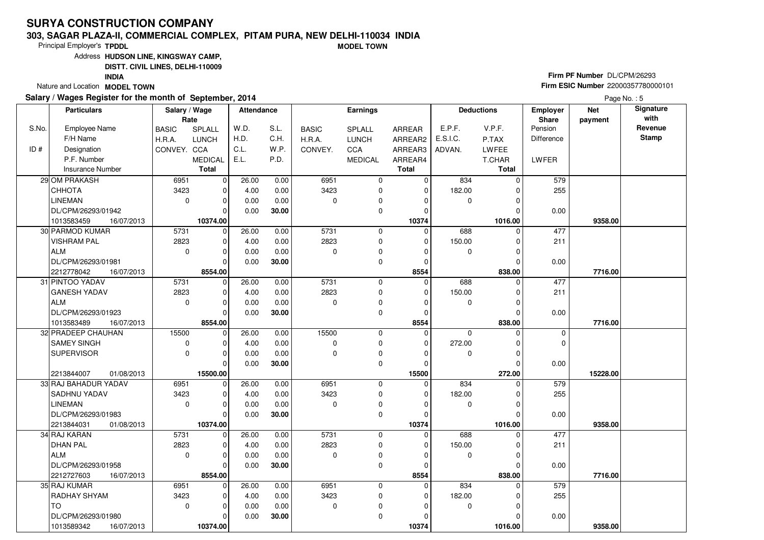# SURYA CONSTRUCTION COMPANY

**303, SAGAR PLAZA-II, COMMERCIAL COMPLEX, PITAM PURA, NEW DELHI-110034 INDIA**

Principal Employer's **TPDDL** — **MODEL TOWN**

Address **HUDSON LINE, KINGSWAY CAMP, DISTT. CIVIL LINES, DELHI-110009 INDIA**

Nature and Location **MODEL TOWN**

**Firm PF Number** DL/CPM/26293

**Firm ESIC Number** 22000357780000101

**Salary / Wages Register for the month of September, 2014**

Page No. : 5

| S.No. / ID # | Employee Name / F/H Name / Designation / P.F. Number / Insurance Number | Salary / Wage Rate: BASIC / H.R.A. / CONVEY. | Salary / Wage Rate: SPLALL / LUNCH / CCA / MEDICAL / Total | Attendance: W.D. / H.D. / C.L. / E.L. | Attendance: S.L. / C.H. / W.P. / P.D. | Earnings: BASIC / H.R.A. / CONVEY. | Earnings: SPLALL / LUNCH / CCA / MEDICAL | Earnings: ARREAR / ARREAR2 / ARREAR3 / ARREAR4 / Total | Deductions: E.P.F. / E.S.I.C. / ADVAN. | Deductions: V.P.F. / P.TAX / LWFEE / T.CHAR / Total | Employer Share: Pension / Difference / LWFER | Net payment | Signature with Revenue Stamp |
|---|---|---|---|---|---|---|---|---|---|---|---|---|---|
| 29 | OM PRAKASH | 6951 | 0 | 26.00 | 0.00 | 6951 | 0 | 0 | 834 | 0 | 579 | | |
| | CHHOTA | 3423 | 0 | 4.00 | 0.00 | 3423 | 0 | 0 | 182.00 | 0 | 255 | | |
| | LINEMAN | 0 | 0 | 0.00 | 0.00 | 0 | 0 | 0 | 0 | 0 | | | |
| | DL/CPM/26293/01942 | | 0 | 0.00 | **30.00** | | 0 | 0 | | 0 | 0.00 | | |
| | 1013583459 16/07/2013 | | **10374.00** | | | | | **10374** | | **1016.00** | | **9358.00** | |
| 30 | PARMOD KUMAR | 5731 | 0 | 26.00 | 0.00 | 5731 | 0 | 0 | 688 | 0 | 477 | | |
| | VISHRAM PAL | 2823 | 0 | 4.00 | 0.00 | 2823 | 0 | 0 | 150.00 | 0 | 211 | | |
| | ALM | 0 | 0 | 0.00 | 0.00 | 0 | 0 | 0 | 0 | 0 | | | |
| | DL/CPM/26293/01981 | | 0 | 0.00 | **30.00** | | 0 | 0 | | 0 | 0.00 | | |
| | 2212778042 16/07/2013 | | **8554.00** | | | | | **8554** | | **838.00** | | **7716.00** | |
| 31 | PINTOO YADAV | 5731 | 0 | 26.00 | 0.00 | 5731 | 0 | 0 | 688 | 0 | 477 | | |
| | GANESH YADAV | 2823 | 0 | 4.00 | 0.00 | 2823 | 0 | 0 | 150.00 | 0 | 211 | | |
| | ALM | 0 | 0 | 0.00 | 0.00 | 0 | 0 | 0 | 0 | 0 | | | |
| | DL/CPM/26293/01923 | | 0 | 0.00 | **30.00** | | 0 | 0 | | 0 | 0.00 | | |
| | 1013583489 16/07/2013 | | **8554.00** | | | | | **8554** | | **838.00** | | **7716.00** | |
| 32 | PRADEEP CHAUHAN | 15500 | 0 | 26.00 | 0.00 | 15500 | 0 | 0 | 0 | 0 | 0 | | |
| | SAMEY SINGH | 0 | 0 | 4.00 | 0.00 | 0 | 0 | 0 | 272.00 | 0 | 0 | | |
| | SUPERVISOR | 0 | 0 | 0.00 | 0.00 | 0 | 0 | 0 | 0 | 0 | | | |
| | | | 0 | 0.00 | **30.00** | | 0 | 0 | | 0 | 0.00 | | |
| | 2213844007 01/08/2013 | | **15500.00** | | | | | **15500** | | **272.00** | | **15228.00** | |
| 33 | RAJ BAHADUR YADAV | 6951 | 0 | 26.00 | 0.00 | 6951 | 0 | 0 | 834 | 0 | 579 | | |
| | SADHNU YADAV | 3423 | 0 | 4.00 | 0.00 | 3423 | 0 | 0 | 182.00 | 0 | 255 | | |
| | LINEMAN | 0 | 0 | 0.00 | 0.00 | 0 | 0 | 0 | 0 | 0 | | | |
| | DL/CPM/26293/01983 | | 0 | 0.00 | **30.00** | | 0 | 0 | | 0 | 0.00 | | |
| | 2213844031 01/08/2013 | | **10374.00** | | | | | **10374** | | **1016.00** | | **9358.00** | |
| 34 | RAJ KARAN | 5731 | 0 | 26.00 | 0.00 | 5731 | 0 | 0 | 688 | 0 | 477 | | |
| | DHAN PAL | 2823 | 0 | 4.00 | 0.00 | 2823 | 0 | 0 | 150.00 | 0 | 211 | | |
| | ALM | 0 | 0 | 0.00 | 0.00 | 0 | 0 | 0 | 0 | 0 | | | |
| | DL/CPM/26293/01958 | | 0 | 0.00 | **30.00** | | 0 | 0 | | 0 | 0.00 | | |
| | 2212727603 16/07/2013 | | **8554.00** | | | | | **8554** | | **838.00** | | **7716.00** | |
| 35 | RAJ KUMAR | 6951 | 0 | 26.00 | 0.00 | 6951 | 0 | 0 | 834 | 0 | 579 | | |
| | RADHAY SHYAM | 3423 | 0 | 4.00 | 0.00 | 3423 | 0 | 0 | 182.00 | 0 | 255 | | |
| | TO | 0 | 0 | 0.00 | 0.00 | 0 | 0 | 0 | 0 | 0 | | | |
| | DL/CPM/26293/01980 | | 0 | 0.00 | **30.00** | | 0 | 0 | | 0 | 0.00 | | |
| | 1013589342 16/07/2013 | | **10374.00** | | | | | **10374** | | **1016.00** | | **9358.00** | |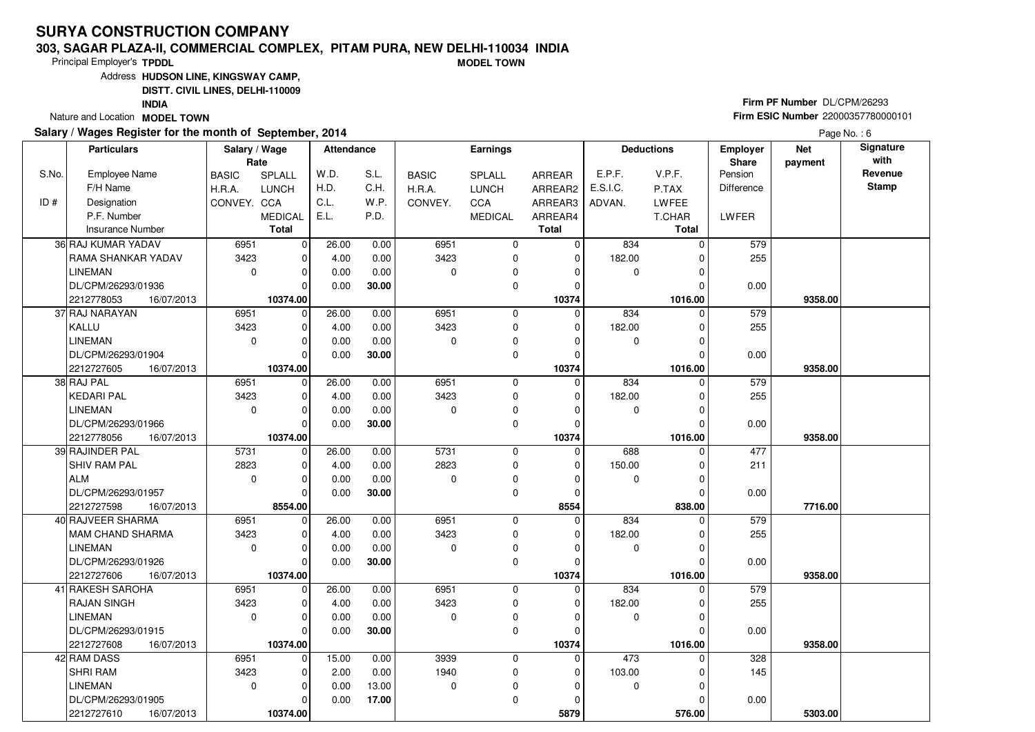# SURYA CONSTRUCTION COMPANY

**303, SAGAR PLAZA-II, COMMERCIAL COMPLEX, PITAM PURA, NEW DELHI-110034 INDIA**

Principal Employer's **TPDDL** **MODEL TOWN**

Address **HUDSON LINE, KINGSWAY CAMP, DISTT. CIVIL LINES, DELHI-110009 INDIA**

Nature and Location **MODEL TOWN**

**Firm PF Number** DL/CPM/26293
**Firm ESIC Number** 22000357780000101

**Salary / Wages Register for the month of September, 2014**

Page No. : 6

| S.No. / ID # | Employee Name / F/H Name / Designation / P.F. Number / Insurance Number | Salary / Wage Rate: BASIC / H.R.A. / CONVEY. | SPLALL / LUNCH / CCA / MEDICAL / Total | Attendance: W.D. / H.D. / C.L. / E.L. | S.L. / C.H. / W.P. / P.D. | Earnings: BASIC / H.R.A. / CONVEY. | SPLALL / LUNCH / CCA / MEDICAL | ARREAR / ARREAR2 / ARREAR3 / ARREAR4 / Total | Deductions: E.P.F. / E.S.I.C. / ADVAN. | V.P.F. / P.TAX / LWFEE / T.CHAR / Total | Employer Share: Pension / Difference / LWFER | Net payment | Signature with Revenue Stamp |
|---|---|---|---|---|---|---|---|---|---|---|---|---|---|
| 36 | RAJ KUMAR YADAV | 6951 | 0 | 26.00 | 0.00 | 6951 | 0 | 0 | 834 | 0 | 579 | | |
| | RAMA SHANKAR YADAV | 3423 | 0 | 4.00 | 0.00 | 3423 | 0 | 0 | 182.00 | 0 | 255 | | |
| | LINEMAN | 0 | 0 | 0.00 | 0.00 | 0 | 0 | 0 | 0 | 0 | | | |
| | DL/CPM/26293/01936 | | 0 | 0.00 | **30.00** | | 0 | 0 | | 0 | 0.00 | | |
| | 2212778053 16/07/2013 | | **10374.00** | | | | | **10374** | | **1016.00** | | **9358.00** | |
| 37 | RAJ NARAYAN | 6951 | 0 | 26.00 | 0.00 | 6951 | 0 | 0 | 834 | 0 | 579 | | |
| | KALLU | 3423 | 0 | 4.00 | 0.00 | 3423 | 0 | 0 | 182.00 | 0 | 255 | | |
| | LINEMAN | 0 | 0 | 0.00 | 0.00 | 0 | 0 | 0 | 0 | 0 | | | |
| | DL/CPM/26293/01904 | | 0 | 0.00 | **30.00** | | 0 | 0 | | 0 | 0.00 | | |
| | 2212727605 16/07/2013 | | **10374.00** | | | | | **10374** | | **1016.00** | | **9358.00** | |
| 38 | RAJ PAL | 6951 | 0 | 26.00 | 0.00 | 6951 | 0 | 0 | 834 | 0 | 579 | | |
| | KEDARI PAL | 3423 | 0 | 4.00 | 0.00 | 3423 | 0 | 0 | 182.00 | 0 | 255 | | |
| | LINEMAN | 0 | 0 | 0.00 | 0.00 | 0 | 0 | 0 | 0 | 0 | | | |
| | DL/CPM/26293/01966 | | 0 | 0.00 | **30.00** | | 0 | 0 | | 0 | 0.00 | | |
| | 2212778056 16/07/2013 | | **10374.00** | | | | | **10374** | | **1016.00** | | **9358.00** | |
| 39 | RAJINDER PAL | 5731 | 0 | 26.00 | 0.00 | 5731 | 0 | 0 | 688 | 0 | 477 | | |
| | SHIV RAM PAL | 2823 | 0 | 4.00 | 0.00 | 2823 | 0 | 0 | 150.00 | 0 | 211 | | |
| | ALM | 0 | 0 | 0.00 | 0.00 | 0 | 0 | 0 | 0 | 0 | | | |
| | DL/CPM/26293/01957 | | 0 | 0.00 | **30.00** | | 0 | 0 | | 0 | 0.00 | | |
| | 2212727598 16/07/2013 | | **8554.00** | | | | | **8554** | | **838.00** | | **7716.00** | |
| 40 | RAJVEER SHARMA | 6951 | 0 | 26.00 | 0.00 | 6951 | 0 | 0 | 834 | 0 | 579 | | |
| | MAM CHAND SHARMA | 3423 | 0 | 4.00 | 0.00 | 3423 | 0 | 0 | 182.00 | 0 | 255 | | |
| | LINEMAN | 0 | 0 | 0.00 | 0.00 | 0 | 0 | 0 | 0 | 0 | | | |
| | DL/CPM/26293/01926 | | 0 | 0.00 | **30.00** | | 0 | 0 | | 0 | 0.00 | | |
| | 2212727606 16/07/2013 | | **10374.00** | | | | | **10374** | | **1016.00** | | **9358.00** | |
| 41 | RAKESH SAROHA | 6951 | 0 | 26.00 | 0.00 | 6951 | 0 | 0 | 834 | 0 | 579 | | |
| | RAJAN SINGH | 3423 | 0 | 4.00 | 0.00 | 3423 | 0 | 0 | 182.00 | 0 | 255 | | |
| | LINEMAN | 0 | 0 | 0.00 | 0.00 | 0 | 0 | 0 | 0 | 0 | | | |
| | DL/CPM/26293/01915 | | 0 | 0.00 | **30.00** | | 0 | 0 | | 0 | 0.00 | | |
| | 2212727608 16/07/2013 | | **10374.00** | | | | | **10374** | | **1016.00** | | **9358.00** | |
| 42 | RAM DASS | 6951 | 0 | 15.00 | 0.00 | 3939 | 0 | 0 | 473 | 0 | 328 | | |
| | SHRI RAM | 3423 | 0 | 2.00 | 0.00 | 1940 | 0 | 0 | 103.00 | 0 | 145 | | |
| | LINEMAN | 0 | 0 | 0.00 | 13.00 | 0 | 0 | 0 | 0 | 0 | | | |
| | DL/CPM/26293/01905 | | 0 | 0.00 | **17.00** | | 0 | 0 | | 0 | 0.00 | | |
| | 2212727610 16/07/2013 | | **10374.00** | | | | | **5879** | | **576.00** | | **5303.00** | |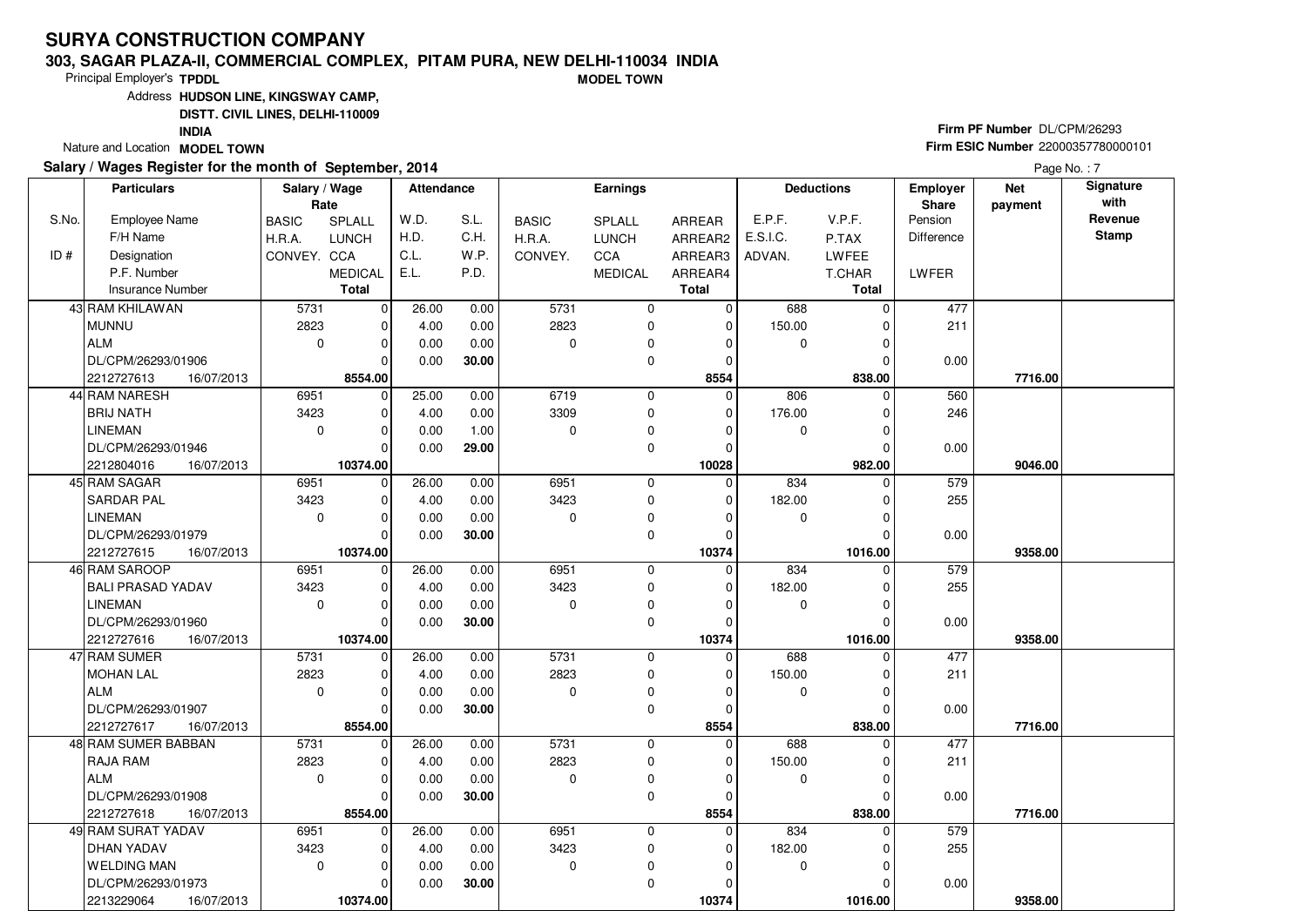# SURYA CONSTRUCTION COMPANY

**303, SAGAR PLAZA-II, COMMERCIAL COMPLEX, PITAM PURA, NEW DELHI-110034 INDIA**

Principal Employer's **TPDDL** **MODEL TOWN**

Address **HUDSON LINE, KINGSWAY CAMP, DISTT. CIVIL LINES, DELHI-110009 INDIA**

Nature and Location **MODEL TOWN**

**Firm PF Number** DL/CPM/26293

**Firm ESIC Number** 22000357780000101

**Salary / Wages Register for the month of September, 2014**

| S.No. / ID # | Employee Name / F/H Name / Designation / P.F. Number / Insurance Number | Salary / Wage Rate: BASIC / H.R.A. / CONVEY. | SPLALL / LUNCH / CCA / MEDICAL / Total | Attendance: W.D. / H.D. / C.L. / E.L. | S.L. / C.H. / W.P. / P.D. | Earnings: BASIC / H.R.A. / CONVEY. | SPLALL / LUNCH / CCA / MEDICAL | ARREAR / ARREAR2 / ARREAR3 / ARREAR4 / Total | Deductions: E.P.F. / E.S.I.C. / ADVAN. | V.P.F. / P.TAX / LWFEE / T.CHAR / Total | Employer Share: Pension / Difference / LWFER | Net payment | Signature with Revenue Stamp |
|---|---|---|---|---|---|---|---|---|---|---|---|---|---|
| 43 | RAM KHILAWAN<br>MUNNU<br>ALM<br>DL/CPM/26293/01906<br>2212727613 16/07/2013 | 5731<br>2823<br>0 | 0<br>0<br>0<br>0<br>**8554.00** | 26.00<br>4.00<br>0.00<br>0.00 | 0.00<br>0.00<br>0.00<br>**30.00** | 5731<br>2823<br>0 | 0<br>0<br>0<br>0 | 0<br>0<br>0<br>0<br>**8554** | 688<br>150.00<br>0 | 0<br>0<br>0<br>0<br>**838.00** | 477<br>211<br><br>0.00 | **7716.00** | |
| 44 | RAM NARESH<br>BRIJ NATH<br>LINEMAN<br>DL/CPM/26293/01946<br>2212804016 16/07/2013 | 6951<br>3423<br>0 | 0<br>0<br>0<br>0<br>**10374.00** | 25.00<br>4.00<br>0.00<br>0.00 | 0.00<br>0.00<br>1.00<br>**29.00** | 6719<br>3309<br>0 | 0<br>0<br>0<br>0 | 0<br>0<br>0<br>0<br>**10028** | 806<br>176.00<br>0 | 0<br>0<br>0<br>0<br>**982.00** | 560<br>246<br><br>0.00 | **9046.00** | |
| 45 | RAM SAGAR<br>SARDAR PAL<br>LINEMAN<br>DL/CPM/26293/01979<br>2212727615 16/07/2013 | 6951<br>3423<br>0 | 0<br>0<br>0<br>0<br>**10374.00** | 26.00<br>4.00<br>0.00<br>0.00 | 0.00<br>0.00<br>0.00<br>**30.00** | 6951<br>3423<br>0 | 0<br>0<br>0<br>0 | 0<br>0<br>0<br>0<br>**10374** | 834<br>182.00<br>0 | 0<br>0<br>0<br>0<br>**1016.00** | 579<br>255<br><br>0.00 | **9358.00** | |
| 46 | RAM SAROOP<br>BALI PRASAD YADAV<br>LINEMAN<br>DL/CPM/26293/01960<br>2212727616 16/07/2013 | 6951<br>3423<br>0 | 0<br>0<br>0<br>0<br>**10374.00** | 26.00<br>4.00<br>0.00<br>0.00 | 0.00<br>0.00<br>0.00<br>**30.00** | 6951<br>3423<br>0 | 0<br>0<br>0<br>0 | 0<br>0<br>0<br>0<br>**10374** | 834<br>182.00<br>0 | 0<br>0<br>0<br>0<br>**1016.00** | 579<br>255<br><br>0.00 | **9358.00** | |
| 47 | RAM SUMER<br>MOHAN LAL<br>ALM<br>DL/CPM/26293/01907<br>2212727617 16/07/2013 | 5731<br>2823<br>0 | 0<br>0<br>0<br>0<br>**8554.00** | 26.00<br>4.00<br>0.00<br>0.00 | 0.00<br>0.00<br>0.00<br>**30.00** | 5731<br>2823<br>0 | 0<br>0<br>0<br>0 | 0<br>0<br>0<br>0<br>**8554** | 688<br>150.00<br>0 | 0<br>0<br>0<br>0<br>**838.00** | 477<br>211<br><br>0.00 | **7716.00** | |
| 48 | RAM SUMER BABBAN<br>RAJA RAM<br>ALM<br>DL/CPM/26293/01908<br>2212727618 16/07/2013 | 5731<br>2823<br>0 | 0<br>0<br>0<br>0<br>**8554.00** | 26.00<br>4.00<br>0.00<br>0.00 | 0.00<br>0.00<br>0.00<br>**30.00** | 5731<br>2823<br>0 | 0<br>0<br>0<br>0 | 0<br>0<br>0<br>0<br>**8554** | 688<br>150.00<br>0 | 0<br>0<br>0<br>0<br>**838.00** | 477<br>211<br><br>0.00 | **7716.00** | |
| 49 | RAM SURAT YADAV<br>DHAN YADAV<br>WELDING MAN<br>DL/CPM/26293/01973<br>2213229064 16/07/2013 | 6951<br>3423<br>0 | 0<br>0<br>0<br>0<br>**10374.00** | 26.00<br>4.00<br>0.00<br>0.00 | 0.00<br>0.00<br>0.00<br>**30.00** | 6951<br>3423<br>0 | 0<br>0<br>0<br>0 | 0<br>0<br>0<br>0<br>**10374** | 834<br>182.00<br>0 | 0<br>0<br>0<br>0<br>**1016.00** | 579<br>255<br><br>0.00 | **9358.00** | |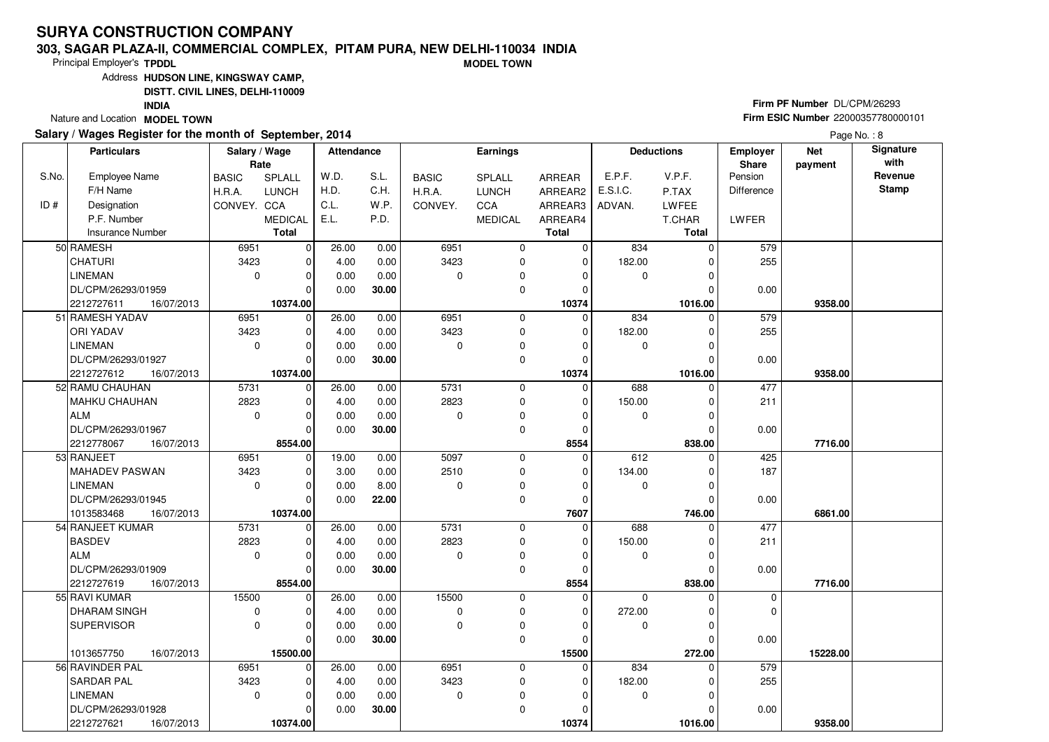# SURYA CONSTRUCTION COMPANY

**303, SAGAR PLAZA-II, COMMERCIAL COMPLEX, PITAM PURA, NEW DELHI-110034 INDIA**

**MODEL TOWN**

Principal Employer's **TPDDL**

Address **HUDSON LINE, KINGSWAY CAMP, DISTT. CIVIL LINES, DELHI-110009 INDIA**

Nature and Location **MODEL TOWN**

**Firm PF Number** DL/CPM/26293

**Firm ESIC Number** 22000357780000101

**Salary / Wages Register for the month of September, 2014**

Page No. : 8

| S.No. / ID # | Particulars: Employee Name / F/H Name / Designation / P.F. Number / Insurance Number | Salary / Wage Rate: BASIC / H.R.A. / CONVEY. | Salary / Wage Rate: SPLALL / LUNCH / CCA / MEDICAL / Total | Attendance: W.D. / H.D. / C.L. / E.L. | Attendance: S.L. / C.H. / W.P. / P.D. | Earnings: BASIC / H.R.A. / CONVEY. | Earnings: SPLALL / LUNCH / CCA / MEDICAL | Earnings: ARREAR / ARREAR2 / ARREAR3 / ARREAR4 / Total | Deductions: E.P.F. / E.S.I.C. / ADVAN. | Deductions: V.P.F. / P.TAX / LWFEE / T.CHAR / Total | Employer Share: Pension / Difference / LWFER | Net payment | Signature with Revenue Stamp |
|---|---|---|---|---|---|---|---|---|---|---|---|---|---|
| 50 | RAMESH / CHATURI / LINEMAN / DL/CPM/26293/01959 / 2212727611 16/07/2013 | 6951 / 3423 / 0 | 0 / 0 / 0 / 0 / **10374.00** | 26.00 / 4.00 / 0.00 / 0.00 | 0.00 / 0.00 / 0.00 / **30.00** | 6951 / 3423 / 0 | 0 / 0 / 0 / 0 | 0 / 0 / 0 / 0 / **10374** | 834 / 182.00 / 0 | 0 / 0 / 0 / 0 / **1016.00** | 579 / 255 / 0.00 | **9358.00** | |
| 51 | RAMESH YADAV / ORI YADAV / LINEMAN / DL/CPM/26293/01927 / 2212727612 16/07/2013 | 6951 / 3423 / 0 | 0 / 0 / 0 / 0 / **10374.00** | 26.00 / 4.00 / 0.00 / 0.00 | 0.00 / 0.00 / 0.00 / **30.00** | 6951 / 3423 / 0 | 0 / 0 / 0 / 0 | 0 / 0 / 0 / 0 / **10374** | 834 / 182.00 / 0 | 0 / 0 / 0 / 0 / **1016.00** | 579 / 255 / 0.00 | **9358.00** | |
| 52 | RAMU CHAUHAN / MAHKU CHAUHAN / ALM / DL/CPM/26293/01967 / 2212778067 16/07/2013 | 5731 / 2823 / 0 | 0 / 0 / 0 / 0 / **8554.00** | 26.00 / 4.00 / 0.00 / 0.00 | 0.00 / 0.00 / 0.00 / **30.00** | 5731 / 2823 / 0 | 0 / 0 / 0 / 0 | 0 / 0 / 0 / 0 / **8554** | 688 / 150.00 / 0 | 0 / 0 / 0 / 0 / **838.00** | 477 / 211 / 0.00 | **7716.00** | |
| 53 | RANJEET / MAHADEV PASWAN / LINEMAN / DL/CPM/26293/01945 / 1013583468 16/07/2013 | 6951 / 3423 / 0 | 0 / 0 / 0 / 0 / **10374.00** | 19.00 / 3.00 / 0.00 / 0.00 | 0.00 / 0.00 / 8.00 / **22.00** | 5097 / 2510 / 0 | 0 / 0 / 0 / 0 | 0 / 0 / 0 / 0 / **7607** | 612 / 134.00 / 0 | 0 / 0 / 0 / 0 / **746.00** | 425 / 187 / 0.00 | **6861.00** | |
| 54 | RANJEET KUMAR / BASDEV / ALM / DL/CPM/26293/01909 / 2212727619 16/07/2013 | 5731 / 2823 / 0 | 0 / 0 / 0 / 0 / **8554.00** | 26.00 / 4.00 / 0.00 / 0.00 | 0.00 / 0.00 / 0.00 / **30.00** | 5731 / 2823 / 0 | 0 / 0 / 0 / 0 | 0 / 0 / 0 / 0 / **8554** | 688 / 150.00 / 0 | 0 / 0 / 0 / 0 / **838.00** | 477 / 211 / 0.00 | **7716.00** | |
| 55 | RAVI KUMAR / DHARAM SINGH / SUPERVISOR / 1013657750 16/07/2013 | 15500 / 0 / 0 | 0 / 0 / 0 / 0 / **15500.00** | 26.00 / 4.00 / 0.00 / 0.00 | 0.00 / 0.00 / 0.00 / **30.00** | 15500 / 0 / 0 | 0 / 0 / 0 / 0 | 0 / 0 / 0 / 0 / **15500** | 0 / 272.00 / 0 | 0 / 0 / 0 / 0 / **272.00** | 0 / 0 / 0.00 | **15228.00** | |
| 56 | RAVINDER PAL / SARDAR PAL / LINEMAN / DL/CPM/26293/01928 / 2212727621 16/07/2013 | 6951 / 3423 / 0 | 0 / 0 / 0 / 0 / **10374.00** | 26.00 / 4.00 / 0.00 / 0.00 | 0.00 / 0.00 / 0.00 / **30.00** | 6951 / 3423 / 0 | 0 / 0 / 0 / 0 | 0 / 0 / 0 / 0 / **10374** | 834 / 182.00 / 0 | 0 / 0 / 0 / 0 / **1016.00** | 579 / 255 / 0.00 | **9358.00** | |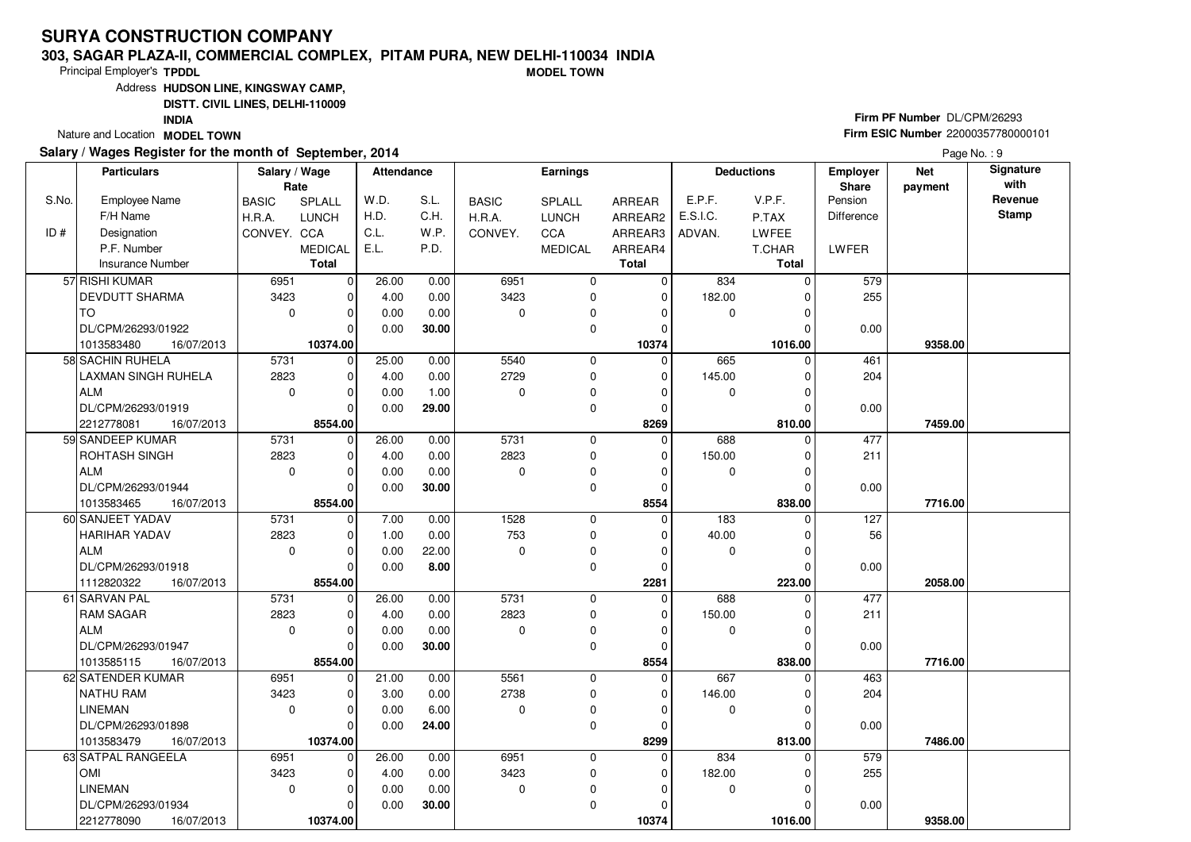# SURYA CONSTRUCTION COMPANY

**303, SAGAR PLAZA-II, COMMERCIAL COMPLEX, PITAM PURA, NEW DELHI-110034 INDIA**

**MODEL TOWN**

Principal Employer's **TPDDL**

Address **HUDSON LINE, KINGSWAY CAMP, DISTT. CIVIL LINES, DELHI-110009 INDIA**

Nature and Location **MODEL TOWN**

**Firm PF Number** DL/CPM/26293

**Firm ESIC Number** 22000357780000101

**Salary / Wages Register for the month of September, 2014**

Page No. : 9

| S.No. / ID # | Employee Name / F/H Name / Designation / P.F. Number / Insurance Number | BASIC / H.R.A. / CONVEY. | SPLALL / LUNCH / CCA / MEDICAL / Total | W.D. / H.D. / C.L. / E.L. | S.L. / C.H. / W.P. / P.D. | BASIC / H.R.A. / CONVEY. | SPLALL / LUNCH / CCA / MEDICAL | ARREAR / ARREAR2 / ARREAR3 / ARREAR4 / Total | E.P.F. / E.S.I.C. / ADVAN. | V.P.F. / P.TAX / LWFEE / T.CHAR / Total | Employer Share Pension / Difference / LWFER | Net payment | Signature with Revenue Stamp |
|---|---|---|---|---|---|---|---|---|---|---|---|---|---|
| 57 | RISHI KUMAR<br>DEVDUTT SHARMA<br>TO<br>DL/CPM/26293/01922<br>1013583480 16/07/2013 | 6951<br>3423<br>0 | 0<br>0<br>0<br>0<br>**10374.00** | 26.00<br>4.00<br>0.00<br>0.00 | 0.00<br>0.00<br>0.00<br>**30.00** | 6951<br>3423<br>0 | 0<br>0<br>0<br>0 | 0<br>0<br>0<br>0<br>**10374** | 834<br>182.00<br>0 | 0<br>0<br>0<br>0<br>**1016.00** | 579<br>255<br><br>0.00 | **9358.00** | |
| 58 | SACHIN RUHELA<br>LAXMAN SINGH RUHELA<br>ALM<br>DL/CPM/26293/01919<br>2212778081 16/07/2013 | 5731<br>2823<br>0 | 0<br>0<br>0<br>0<br>**8554.00** | 25.00<br>4.00<br>0.00<br>0.00 | 0.00<br>0.00<br>1.00<br>**29.00** | 5540<br>2729<br>0 | 0<br>0<br>0<br>0 | 0<br>0<br>0<br>0<br>**8269** | 665<br>145.00<br>0 | 0<br>0<br>0<br>0<br>**810.00** | 461<br>204<br><br>0.00 | **7459.00** | |
| 59 | SANDEEP KUMAR<br>ROHTASH SINGH<br>ALM<br>DL/CPM/26293/01944<br>1013583465 16/07/2013 | 5731<br>2823<br>0 | 0<br>0<br>0<br>0<br>**8554.00** | 26.00<br>4.00<br>0.00<br>0.00 | 0.00<br>0.00<br>0.00<br>**30.00** | 5731<br>2823<br>0 | 0<br>0<br>0<br>0 | 0<br>0<br>0<br>0<br>**8554** | 688<br>150.00<br>0 | 0<br>0<br>0<br>0<br>**838.00** | 477<br>211<br><br>0.00 | **7716.00** | |
| 60 | SANJEET YADAV<br>HARIHAR YADAV<br>ALM<br>DL/CPM/26293/01918<br>1112820322 16/07/2013 | 5731<br>2823<br>0 | 0<br>0<br>0<br>0<br>**8554.00** | 7.00<br>1.00<br>0.00<br>0.00 | 0.00<br>0.00<br>22.00<br>**8.00** | 1528<br>753<br>0 | 0<br>0<br>0<br>0 | 0<br>0<br>0<br>0<br>**2281** | 183<br>40.00<br>0 | 0<br>0<br>0<br>0<br>**223.00** | 127<br>56<br><br>0.00 | **2058.00** | |
| 61 | SARVAN PAL<br>RAM SAGAR<br>ALM<br>DL/CPM/26293/01947<br>1013585115 16/07/2013 | 5731<br>2823<br>0 | 0<br>0<br>0<br>0<br>**8554.00** | 26.00<br>4.00<br>0.00<br>0.00 | 0.00<br>0.00<br>0.00<br>**30.00** | 5731<br>2823<br>0 | 0<br>0<br>0<br>0 | 0<br>0<br>0<br>0<br>**8554** | 688<br>150.00<br>0 | 0<br>0<br>0<br>0<br>**838.00** | 477<br>211<br><br>0.00 | **7716.00** | |
| 62 | SATENDER KUMAR<br>NATHU RAM<br>LINEMAN<br>DL/CPM/26293/01898<br>1013583479 16/07/2013 | 6951<br>3423<br>0 | 0<br>0<br>0<br>0<br>**10374.00** | 21.00<br>3.00<br>0.00<br>0.00 | 0.00<br>0.00<br>6.00<br>**24.00** | 5561<br>2738<br>0 | 0<br>0<br>0<br>0 | 0<br>0<br>0<br>0<br>**8299** | 667<br>146.00<br>0 | 0<br>0<br>0<br>0<br>**813.00** | 463<br>204<br><br>0.00 | **7486.00** | |
| 63 | SATPAL RANGEELA<br>OMI<br>LINEMAN<br>DL/CPM/26293/01934<br>2212778090 16/07/2013 | 6951<br>3423<br>0 | 0<br>0<br>0<br>0<br>**10374.00** | 26.00<br>4.00<br>0.00<br>0.00 | 0.00<br>0.00<br>0.00<br>**30.00** | 6951<br>3423<br>0 | 0<br>0<br>0<br>0 | 0<br>0<br>0<br>0<br>**10374** | 834<br>182.00<br>0 | 0<br>0<br>0<br>0<br>**1016.00** | 579<br>255<br><br>0.00 | **9358.00** | |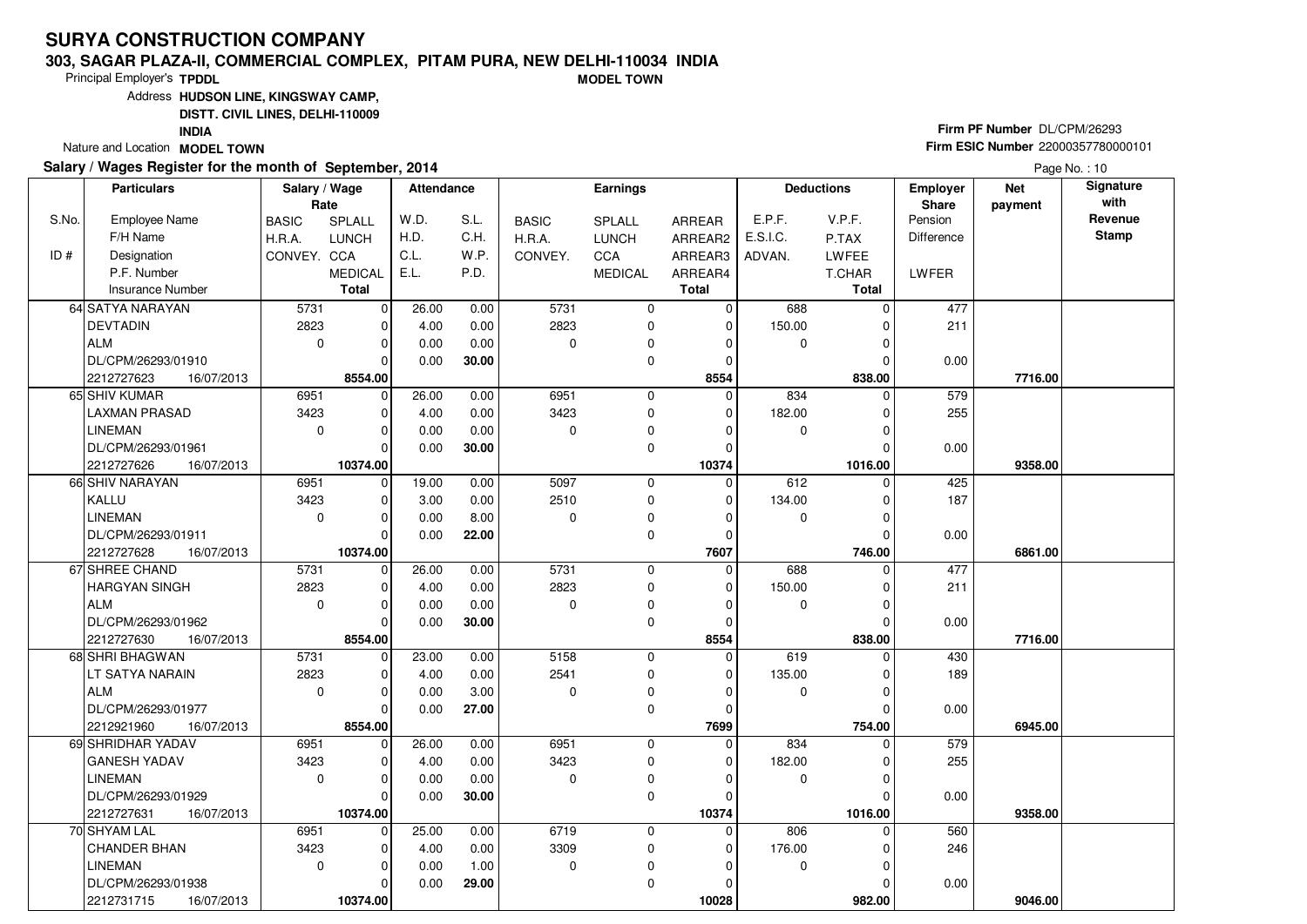# SURYA CONSTRUCTION COMPANY

**303, SAGAR PLAZA-II, COMMERCIAL COMPLEX, PITAM PURA, NEW DELHI-110034 INDIA**

**MODEL TOWN**

Principal Employer's **TPDDL**

Address **HUDSON LINE, KINGSWAY CAMP, DISTT. CIVIL LINES, DELHI-110009 INDIA**

Nature and Location **MODEL TOWN**

**Firm PF Number** DL/CPM/26293

**Firm ESIC Number** 22000357780000101

**Salary / Wages Register for the month of September, 2014**

Page No. : 10

| S.No. / ID # | Employee Name / F/H Name / Designation / P.F. Number / Insurance Number | Salary / Wage Rate: BASIC / H.R.A. / CONVEY. | SPLALL / LUNCH / CCA / MEDICAL / Total | Attendance: W.D. / H.D. / C.L. / E.L. | S.L. / C.H. / W.P. / P.D. | Earnings: BASIC / H.R.A. / CONVEY. | SPLALL / LUNCH / CCA / MEDICAL | ARREAR / ARREAR2 / ARREAR3 / ARREAR4 / Total | Deductions: E.P.F. / E.S.I.C. / ADVAN. | V.P.F. / P.TAX / LWFEE / T.CHAR / Total | Employer Share: Pension / Difference / LWFER | Net payment | Signature with Revenue Stamp |
|---|---|---|---|---|---|---|---|---|---|---|---|---|---|
| 64 | SATYA NARAYAN | 5731 | 0 | 26.00 | 0.00 | 5731 | 0 | 0 | 688 | 0 | 477 | | |
| | DEVTADIN | 2823 | 0 | 4.00 | 0.00 | 2823 | 0 | 0 | 150.00 | 0 | 211 | | |
| | ALM | 0 | 0 | 0.00 | 0.00 | 0 | 0 | 0 | 0 | 0 | | | |
| | DL/CPM/26293/01910 | | 0 | 0.00 | **30.00** | | 0 | 0 | | 0 | 0.00 | | |
| | 2212727623 16/07/2013 | | **8554.00** | | | | | **8554** | | **838.00** | | **7716.00** | |
| 65 | SHIV KUMAR | 6951 | 0 | 26.00 | 0.00 | 6951 | 0 | 0 | 834 | 0 | 579 | | |
| | LAXMAN PRASAD | 3423 | 0 | 4.00 | 0.00 | 3423 | 0 | 0 | 182.00 | 0 | 255 | | |
| | LINEMAN | 0 | 0 | 0.00 | 0.00 | 0 | 0 | 0 | 0 | 0 | | | |
| | DL/CPM/26293/01961 | | 0 | 0.00 | **30.00** | | 0 | 0 | | 0 | 0.00 | | |
| | 2212727626 16/07/2013 | | **10374.00** | | | | | **10374** | | **1016.00** | | **9358.00** | |
| 66 | SHIV NARAYAN | 6951 | 0 | 19.00 | 0.00 | 5097 | 0 | 0 | 612 | 0 | 425 | | |
| | KALLU | 3423 | 0 | 3.00 | 0.00 | 2510 | 0 | 0 | 134.00 | 0 | 187 | | |
| | LINEMAN | 0 | 0 | 0.00 | 8.00 | 0 | 0 | 0 | 0 | 0 | | | |
| | DL/CPM/26293/01911 | | 0 | 0.00 | **22.00** | | 0 | 0 | | 0 | 0.00 | | |
| | 2212727628 16/07/2013 | | **10374.00** | | | | | **7607** | | **746.00** | | **6861.00** | |
| 67 | SHREE CHAND | 5731 | 0 | 26.00 | 0.00 | 5731 | 0 | 0 | 688 | 0 | 477 | | |
| | HARGYAN SINGH | 2823 | 0 | 4.00 | 0.00 | 2823 | 0 | 0 | 150.00 | 0 | 211 | | |
| | ALM | 0 | 0 | 0.00 | 0.00 | 0 | 0 | 0 | 0 | 0 | | | |
| | DL/CPM/26293/01962 | | 0 | 0.00 | **30.00** | | 0 | 0 | | 0 | 0.00 | | |
| | 2212727630 16/07/2013 | | **8554.00** | | | | | **8554** | | **838.00** | | **7716.00** | |
| 68 | SHRI BHAGWAN | 5731 | 0 | 23.00 | 0.00 | 5158 | 0 | 0 | 619 | 0 | 430 | | |
| | LT SATYA NARAIN | 2823 | 0 | 4.00 | 0.00 | 2541 | 0 | 0 | 135.00 | 0 | 189 | | |
| | ALM | 0 | 0 | 0.00 | 3.00 | 0 | 0 | 0 | 0 | 0 | | | |
| | DL/CPM/26293/01977 | | 0 | 0.00 | **27.00** | | 0 | 0 | | 0 | 0.00 | | |
| | 2212921960 16/07/2013 | | **8554.00** | | | | | **7699** | | **754.00** | | **6945.00** | |
| 69 | SHRIDHAR YADAV | 6951 | 0 | 26.00 | 0.00 | 6951 | 0 | 0 | 834 | 0 | 579 | | |
| | GANESH YADAV | 3423 | 0 | 4.00 | 0.00 | 3423 | 0 | 0 | 182.00 | 0 | 255 | | |
| | LINEMAN | 0 | 0 | 0.00 | 0.00 | 0 | 0 | 0 | 0 | 0 | | | |
| | DL/CPM/26293/01929 | | 0 | 0.00 | **30.00** | | 0 | 0 | | 0 | 0.00 | | |
| | 2212727631 16/07/2013 | | **10374.00** | | | | | **10374** | | **1016.00** | | **9358.00** | |
| 70 | SHYAM LAL | 6951 | 0 | 25.00 | 0.00 | 6719 | 0 | 0 | 806 | 0 | 560 | | |
| | CHANDER BHAN | 3423 | 0 | 4.00 | 0.00 | 3309 | 0 | 0 | 176.00 | 0 | 246 | | |
| | LINEMAN | 0 | 0 | 0.00 | 1.00 | 0 | 0 | 0 | 0 | 0 | | | |
| | DL/CPM/26293/01938 | | 0 | 0.00 | **29.00** | | 0 | 0 | | 0 | 0.00 | | |
| | 2212731715 16/07/2013 | | **10374.00** | | | | | **10028** | | **982.00** | | **9046.00** | |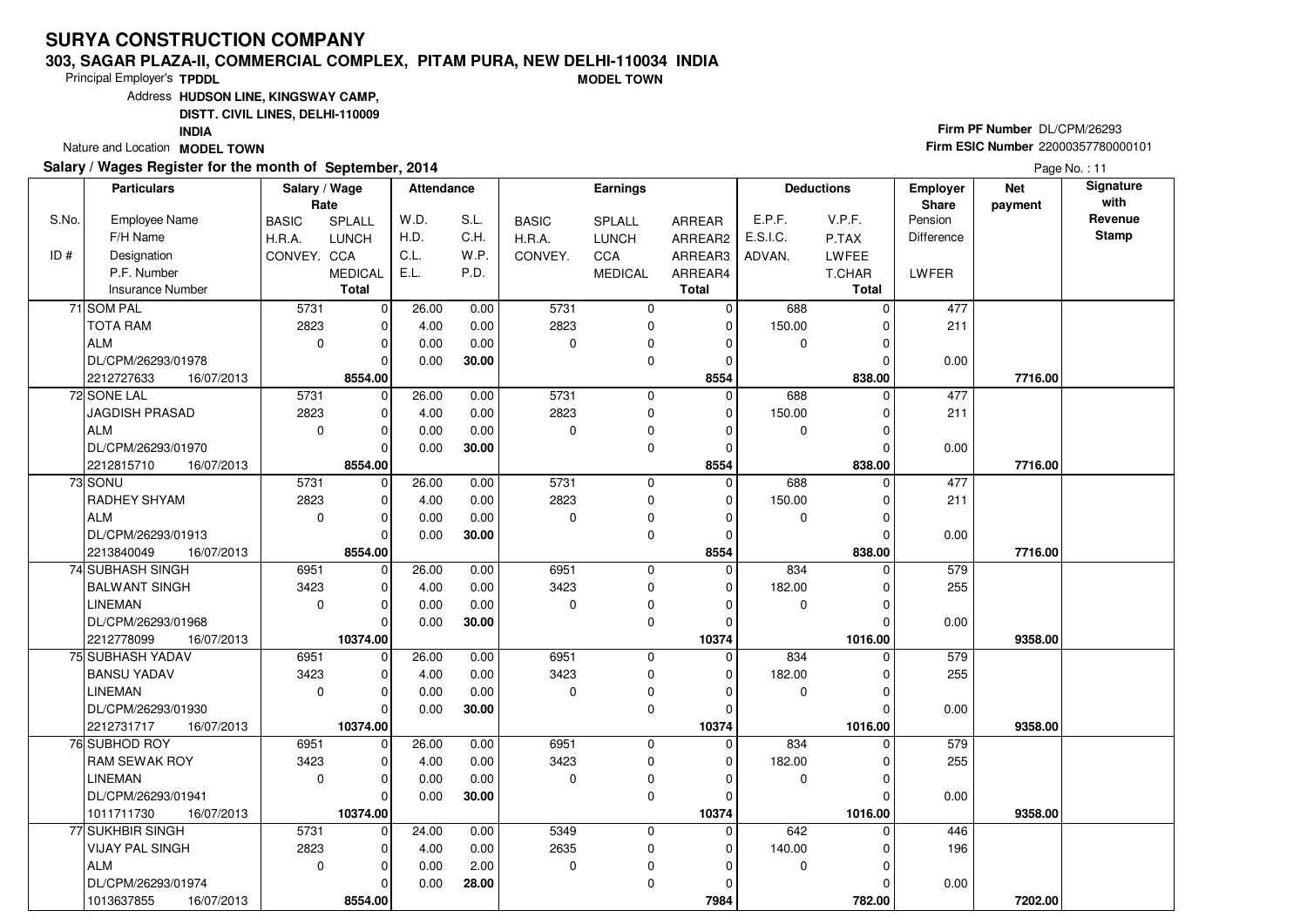# SURYA CONSTRUCTION COMPANY

**303, SAGAR PLAZA-II, COMMERCIAL COMPLEX, PITAM PURA, NEW DELHI-110034 INDIA**

**MODEL TOWN**

Principal Employer's **TPDDL**

Address **HUDSON LINE, KINGSWAY CAMP, DISTT. CIVIL LINES, DELHI-110009 INDIA**

Nature and Location **MODEL TOWN**

**Firm PF Number** DL/CPM/26293

**Firm ESIC Number** 22000357780000101

**Salary / Wages Register for the month of September, 2014**

Page No. : 11

| S.No. / ID # | Employee Name / F/H Name / Designation / P.F. Number / Insurance Number | BASIC / H.R.A. / CONVEY. (Rate) | SPLALL / LUNCH / CCA / MEDICAL / Total (Rate) | W.D. / H.D. / C.L. / E.L. | S.L. / C.H. / W.P. / P.D. | BASIC / H.R.A. / CONVEY. (Earnings) | SPLALL / LUNCH / CCA / MEDICAL (Earnings) | ARREAR / ARREAR2 / ARREAR3 / ARREAR4 / Total | E.P.F. / E.S.I.C. / ADVAN. | V.P.F. / P.TAX / LWFEE / T.CHAR / Total | Employer Share Pension / Difference / LWFER | Net payment | Signature with Revenue Stamp |
|---|---|---|---|---|---|---|---|---|---|---|---|---|---|
| 71 | SOM PAL | 5731 | 0 | 26.00 | 0.00 | 5731 | 0 | 0 | 688 | 0 | 477 | | |
| | TOTA RAM | 2823 | 0 | 4.00 | 0.00 | 2823 | 0 | 0 | 150.00 | 0 | 211 | | |
| | ALM | 0 | 0 | 0.00 | 0.00 | 0 | 0 | 0 | 0 | 0 | | | |
| | DL/CPM/26293/01978 | | 0 | 0.00 | **30.00** | | 0 | 0 | | 0 | 0.00 | | |
| | 2212727633 16/07/2013 | | **8554.00** | | | | | **8554** | | **838.00** | | **7716.00** | |
| 72 | SONE LAL | 5731 | 0 | 26.00 | 0.00 | 5731 | 0 | 0 | 688 | 0 | 477 | | |
| | JAGDISH PRASAD | 2823 | 0 | 4.00 | 0.00 | 2823 | 0 | 0 | 150.00 | 0 | 211 | | |
| | ALM | 0 | 0 | 0.00 | 0.00 | 0 | 0 | 0 | 0 | 0 | | | |
| | DL/CPM/26293/01970 | | 0 | 0.00 | **30.00** | | 0 | 0 | | 0 | 0.00 | | |
| | 2212815710 16/07/2013 | | **8554.00** | | | | | **8554** | | **838.00** | | **7716.00** | |
| 73 | SONU | 5731 | 0 | 26.00 | 0.00 | 5731 | 0 | 0 | 688 | 0 | 477 | | |
| | RADHEY SHYAM | 2823 | 0 | 4.00 | 0.00 | 2823 | 0 | 0 | 150.00 | 0 | 211 | | |
| | ALM | 0 | 0 | 0.00 | 0.00 | 0 | 0 | 0 | 0 | 0 | | | |
| | DL/CPM/26293/01913 | | 0 | 0.00 | **30.00** | | 0 | 0 | | 0 | 0.00 | | |
| | 2213840049 16/07/2013 | | **8554.00** | | | | | **8554** | | **838.00** | | **7716.00** | |
| 74 | SUBHASH SINGH | 6951 | 0 | 26.00 | 0.00 | 6951 | 0 | 0 | 834 | 0 | 579 | | |
| | BALWANT SINGH | 3423 | 0 | 4.00 | 0.00 | 3423 | 0 | 0 | 182.00 | 0 | 255 | | |
| | LINEMAN | 0 | 0 | 0.00 | 0.00 | 0 | 0 | 0 | 0 | 0 | | | |
| | DL/CPM/26293/01968 | | 0 | 0.00 | **30.00** | | 0 | 0 | | 0 | 0.00 | | |
| | 2212778099 16/07/2013 | | **10374.00** | | | | | **10374** | | **1016.00** | | **9358.00** | |
| 75 | SUBHASH YADAV | 6951 | 0 | 26.00 | 0.00 | 6951 | 0 | 0 | 834 | 0 | 579 | | |
| | BANSU YADAV | 3423 | 0 | 4.00 | 0.00 | 3423 | 0 | 0 | 182.00 | 0 | 255 | | |
| | LINEMAN | 0 | 0 | 0.00 | 0.00 | 0 | 0 | 0 | 0 | 0 | | | |
| | DL/CPM/26293/01930 | | 0 | 0.00 | **30.00** | | 0 | 0 | | 0 | 0.00 | | |
| | 2212731717 16/07/2013 | | **10374.00** | | | | | **10374** | | **1016.00** | | **9358.00** | |
| 76 | SUBHOD ROY | 6951 | 0 | 26.00 | 0.00 | 6951 | 0 | 0 | 834 | 0 | 579 | | |
| | RAM SEWAK ROY | 3423 | 0 | 4.00 | 0.00 | 3423 | 0 | 0 | 182.00 | 0 | 255 | | |
| | LINEMAN | 0 | 0 | 0.00 | 0.00 | 0 | 0 | 0 | 0 | 0 | | | |
| | DL/CPM/26293/01941 | | 0 | 0.00 | **30.00** | | 0 | 0 | | 0 | 0.00 | | |
| | 1011711730 16/07/2013 | | **10374.00** | | | | | **10374** | | **1016.00** | | **9358.00** | |
| 77 | SUKHBIR SINGH | 5731 | 0 | 24.00 | 0.00 | 5349 | 0 | 0 | 642 | 0 | 446 | | |
| | VIJAY PAL SINGH | 2823 | 0 | 4.00 | 0.00 | 2635 | 0 | 0 | 140.00 | 0 | 196 | | |
| | ALM | 0 | 0 | 0.00 | 2.00 | 0 | 0 | 0 | 0 | 0 | | | |
| | DL/CPM/26293/01974 | | 0 | 0.00 | **28.00** | | 0 | 0 | | 0 | 0.00 | | |
| | 1013637855 16/07/2013 | | **8554.00** | | | | | **7984** | | **782.00** | | **7202.00** | |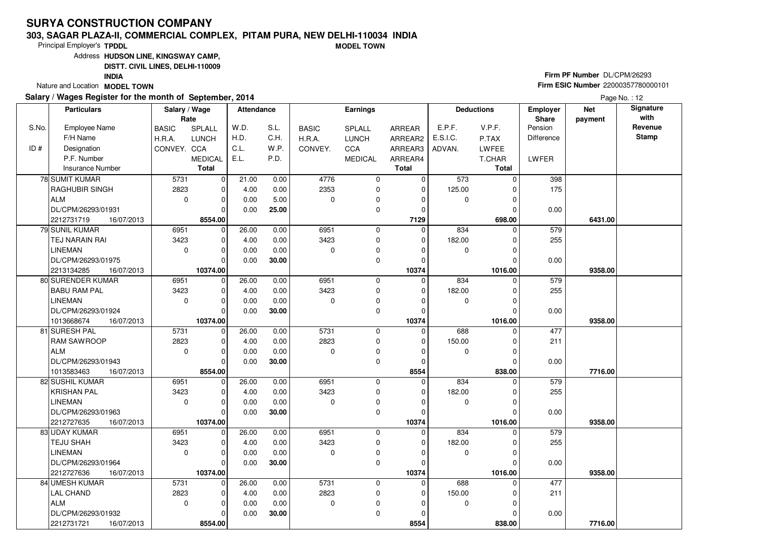# SURYA CONSTRUCTION COMPANY

**303, SAGAR PLAZA-II, COMMERCIAL COMPLEX, PITAM PURA, NEW DELHI-110034 INDIA**

**MODEL TOWN**

Principal Employer's **TPDDL**

Address **HUDSON LINE, KINGSWAY CAMP, DISTT. CIVIL LINES, DELHI-110009 INDIA**

Nature and Location **MODEL TOWN**

**Firm PF Number** DL/CPM/26293

**Firm ESIC Number** 22000357780000101

**Salary / Wages Register for the month of September, 2014**

Page No. : 12

| S.No. / ID # | Particulars: Employee Name / F/H Name / Designation / P.F. Number / Insurance Number | Salary / Wage Rate: BASIC / H.R.A. / CONVEY. | Salary / Wage Rate: SPLALL / LUNCH / CCA / MEDICAL / Total | Attendance: W.D. / H.D. / C.L. / E.L. | Attendance: S.L. / C.H. / W.P. / P.D. | Earnings: BASIC / H.R.A. / CONVEY. | Earnings: SPLALL / LUNCH / CCA / MEDICAL | Earnings: ARREAR / ARREAR2 / ARREAR3 / ARREAR4 / Total | Deductions: E.P.F. / E.S.I.C. / ADVAN. | Deductions: V.P.F. / P.TAX / LWFEE / T.CHAR / Total | Employer Share: Pension / Difference / LWFER | Net payment | Signature with Revenue Stamp |
|---|---|---|---|---|---|---|---|---|---|---|---|---|---|
| 78 | SUMIT KUMAR / RAGHUBIR SINGH / ALM / DL/CPM/26293/01931 / 2212731719 16/07/2013 | 5731 / 2823 / 0 | 0 / 0 / 0 / 0 / **8554.00** | 21.00 / 4.00 / 0.00 / 0.00 | 0.00 / 0.00 / 5.00 / **25.00** | 4776 / 2353 / 0 | 0 / 0 / 0 / 0 | 0 / 0 / 0 / 0 / **7129** | 573 / 125.00 / 0 | 0 / 0 / 0 / 0 / **698.00** | 398 / 175 / 0.00 | **6431.00** | |
| 79 | SUNIL KUMAR / TEJ NARAIN RAI / LINEMAN / DL/CPM/26293/01975 / 2213134285 16/07/2013 | 6951 / 3423 / 0 | 0 / 0 / 0 / 0 / **10374.00** | 26.00 / 4.00 / 0.00 / 0.00 | 0.00 / 0.00 / 0.00 / **30.00** | 6951 / 3423 / 0 | 0 / 0 / 0 / 0 | 0 / 0 / 0 / 0 / **10374** | 834 / 182.00 / 0 | 0 / 0 / 0 / 0 / **1016.00** | 579 / 255 / 0.00 | **9358.00** | |
| 80 | SURENDER KUMAR / BABU RAM PAL / LINEMAN / DL/CPM/26293/01924 / 1013668674 16/07/2013 | 6951 / 3423 / 0 | 0 / 0 / 0 / 0 / **10374.00** | 26.00 / 4.00 / 0.00 / 0.00 | 0.00 / 0.00 / 0.00 / **30.00** | 6951 / 3423 / 0 | 0 / 0 / 0 / 0 | 0 / 0 / 0 / 0 / **10374** | 834 / 182.00 / 0 | 0 / 0 / 0 / 0 / **1016.00** | 579 / 255 / 0.00 | **9358.00** | |
| 81 | SURESH PAL / RAM SAWROOP / ALM / DL/CPM/26293/01943 / 1013583463 16/07/2013 | 5731 / 2823 / 0 | 0 / 0 / 0 / 0 / **8554.00** | 26.00 / 4.00 / 0.00 / 0.00 | 0.00 / 0.00 / 0.00 / **30.00** | 5731 / 2823 / 0 | 0 / 0 / 0 / 0 | 0 / 0 / 0 / 0 / **8554** | 688 / 150.00 / 0 | 0 / 0 / 0 / 0 / **838.00** | 477 / 211 / 0.00 | **7716.00** | |
| 82 | SUSHIL KUMAR / KRISHAN PAL / LINEMAN / DL/CPM/26293/01963 / 2212727635 16/07/2013 | 6951 / 3423 / 0 | 0 / 0 / 0 / 0 / **10374.00** | 26.00 / 4.00 / 0.00 / 0.00 | 0.00 / 0.00 / 0.00 / **30.00** | 6951 / 3423 / 0 | 0 / 0 / 0 / 0 | 0 / 0 / 0 / 0 / **10374** | 834 / 182.00 / 0 | 0 / 0 / 0 / 0 / **1016.00** | 579 / 255 / 0.00 | **9358.00** | |
| 83 | UDAY KUMAR / TEJU SHAH / LINEMAN / DL/CPM/26293/01964 / 2212727636 16/07/2013 | 6951 / 3423 / 0 | 0 / 0 / 0 / 0 / **10374.00** | 26.00 / 4.00 / 0.00 / 0.00 | 0.00 / 0.00 / 0.00 / **30.00** | 6951 / 3423 / 0 | 0 / 0 / 0 / 0 | 0 / 0 / 0 / 0 / **10374** | 834 / 182.00 / 0 | 0 / 0 / 0 / 0 / **1016.00** | 579 / 255 / 0.00 | **9358.00** | |
| 84 | UMESH KUMAR / LAL CHAND / ALM / DL/CPM/26293/01932 / 2212731721 16/07/2013 | 5731 / 2823 / 0 | 0 / 0 / 0 / 0 / **8554.00** | 26.00 / 4.00 / 0.00 / 0.00 | 0.00 / 0.00 / 0.00 / **30.00** | 5731 / 2823 / 0 | 0 / 0 / 0 / 0 | 0 / 0 / 0 / 0 / **8554** | 688 / 150.00 / 0 | 0 / 0 / 0 / 0 / **838.00** | 477 / 211 / 0.00 | **7716.00** | |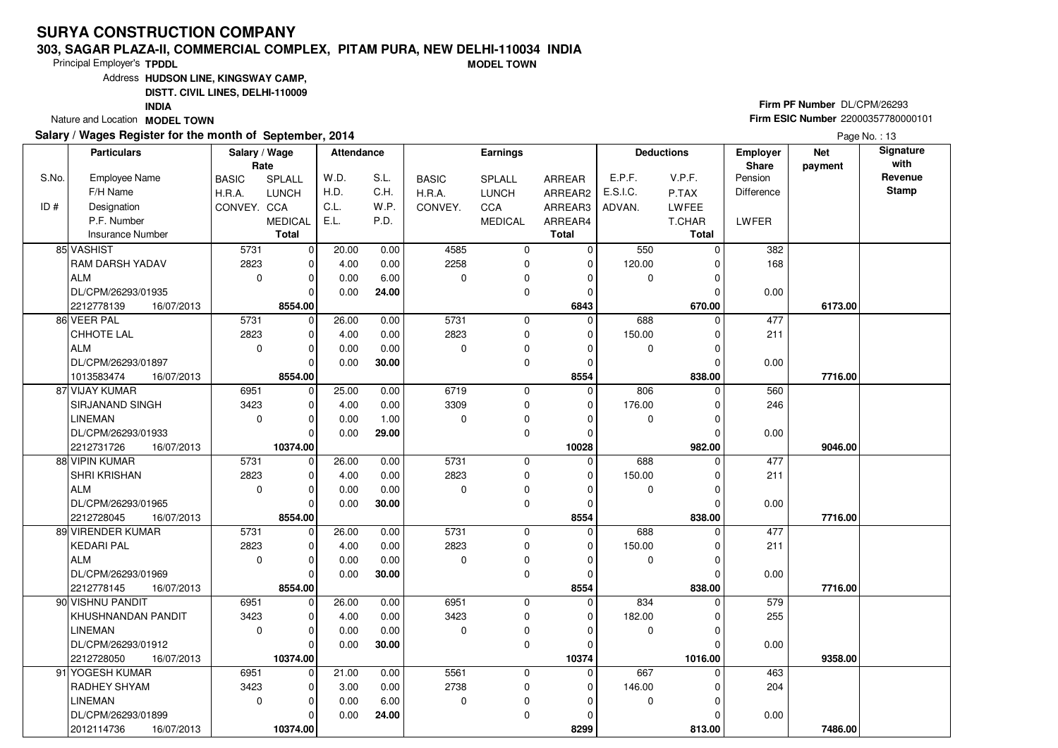# SURYA CONSTRUCTION COMPANY

**303, SAGAR PLAZA-II, COMMERCIAL COMPLEX, PITAM PURA, NEW DELHI-110034 INDIA**

**MODEL TOWN**

Principal Employer's **TPDDL**

Address **HUDSON LINE, KINGSWAY CAMP, DISTT. CIVIL LINES, DELHI-110009 INDIA**

Nature and Location **MODEL TOWN**

**Firm PF Number** DL/CPM/26293

**Firm ESIC Number** 22000357780000101

**Salary / Wages Register for the month of September, 2014**

Page No. : 13

| S.No. / ID # | Employee Name / F/H Name / Designation / P.F. Number / Insurance Number | BASIC / H.R.A. / CONVEY. | SPLALL / LUNCH / CCA / MEDICAL / Total | W.D. / H.D. / C.L. / E.L. | S.L. / C.H. / W.P. / P.D. | BASIC / H.R.A. / CONVEY. | SPLALL / LUNCH / CCA / MEDICAL | ARREAR / ARREAR2 / ARREAR3 / ARREAR4 / Total | E.P.F. / E.S.I.C. / ADVAN. | V.P.F. / P.TAX / LWFEE / T.CHAR / Total | Employer Share Pension / Difference / LWFER | Net payment | Signature with Revenue Stamp |
|---|---|---|---|---|---|---|---|---|---|---|---|---|---|
| 85 | VASHIST / RAM DARSH YADAV / ALM / DL/CPM/26293/01935 / 2212778139 16/07/2013 | 5731 / 2823 / 0 | 0 / 0 / 0 / 0 / **8554.00** | 20.00 / 4.00 / 0.00 / 0.00 | 0.00 / 0.00 / 6.00 / **24.00** | 4585 / 2258 / 0 | 0 / 0 / 0 / 0 | 0 / 0 / 0 / 0 / **6843** | 550 / 120.00 / 0 | 0 / 0 / 0 / 0 / **670.00** | 382 / 168 / 0.00 | **6173.00** | |
| 86 | VEER PAL / CHHOTE LAL / ALM / DL/CPM/26293/01897 / 1013583474 16/07/2013 | 5731 / 2823 / 0 | 0 / 0 / 0 / 0 / **8554.00** | 26.00 / 4.00 / 0.00 / 0.00 | 0.00 / 0.00 / 0.00 / **30.00** | 5731 / 2823 / 0 | 0 / 0 / 0 / 0 | 0 / 0 / 0 / 0 / **8554** | 688 / 150.00 / 0 | 0 / 0 / 0 / 0 / **838.00** | 477 / 211 / 0.00 | **7716.00** | |
| 87 | VIJAY KUMAR / SIRJANAND SINGH / LINEMAN / DL/CPM/26293/01933 / 2212731726 16/07/2013 | 6951 / 3423 / 0 | 0 / 0 / 0 / 0 / **10374.00** | 25.00 / 4.00 / 0.00 / 0.00 | 0.00 / 0.00 / 1.00 / **29.00** | 6719 / 3309 / 0 | 0 / 0 / 0 / 0 | 0 / 0 / 0 / 0 / **10028** | 806 / 176.00 / 0 | 0 / 0 / 0 / 0 / **982.00** | 560 / 246 / 0.00 | **9046.00** | |
| 88 | VIPIN KUMAR / SHRI KRISHAN / ALM / DL/CPM/26293/01965 / 2212728045 16/07/2013 | 5731 / 2823 / 0 | 0 / 0 / 0 / 0 / **8554.00** | 26.00 / 4.00 / 0.00 / 0.00 | 0.00 / 0.00 / 0.00 / **30.00** | 5731 / 2823 / 0 | 0 / 0 / 0 / 0 | 0 / 0 / 0 / 0 / **8554** | 688 / 150.00 / 0 | 0 / 0 / 0 / 0 / **838.00** | 477 / 211 / 0.00 | **7716.00** | |
| 89 | VIRENDER KUMAR / KEDARI PAL / ALM / DL/CPM/26293/01969 / 2212778145 16/07/2013 | 5731 / 2823 / 0 | 0 / 0 / 0 / 0 / **8554.00** | 26.00 / 4.00 / 0.00 / 0.00 | 0.00 / 0.00 / 0.00 / **30.00** | 5731 / 2823 / 0 | 0 / 0 / 0 / 0 | 0 / 0 / 0 / 0 / **8554** | 688 / 150.00 / 0 | 0 / 0 / 0 / 0 / **838.00** | 477 / 211 / 0.00 | **7716.00** | |
| 90 | VISHNU PANDIT / KHUSHNANDAN PANDIT / LINEMAN / DL/CPM/26293/01912 / 2212728050 16/07/2013 | 6951 / 3423 / 0 | 0 / 0 / 0 / 0 / **10374.00** | 26.00 / 4.00 / 0.00 / 0.00 | 0.00 / 0.00 / 0.00 / **30.00** | 6951 / 3423 / 0 | 0 / 0 / 0 / 0 | 0 / 0 / 0 / 0 / **10374** | 834 / 182.00 / 0 | 0 / 0 / 0 / 0 / **1016.00** | 579 / 255 / 0.00 | **9358.00** | |
| 91 | YOGESH KUMAR / RADHEY SHYAM / LINEMAN / DL/CPM/26293/01899 / 2012114736 16/07/2013 | 6951 / 3423 / 0 | 0 / 0 / 0 / 0 / **10374.00** | 21.00 / 3.00 / 0.00 / 0.00 | 0.00 / 0.00 / 6.00 / **24.00** | 5561 / 2738 / 0 | 0 / 0 / 0 / 0 | 0 / 0 / 0 / 0 / **8299** | 667 / 146.00 / 0 | 0 / 0 / 0 / 0 / **813.00** | 463 / 204 / 0.00 | **7486.00** | |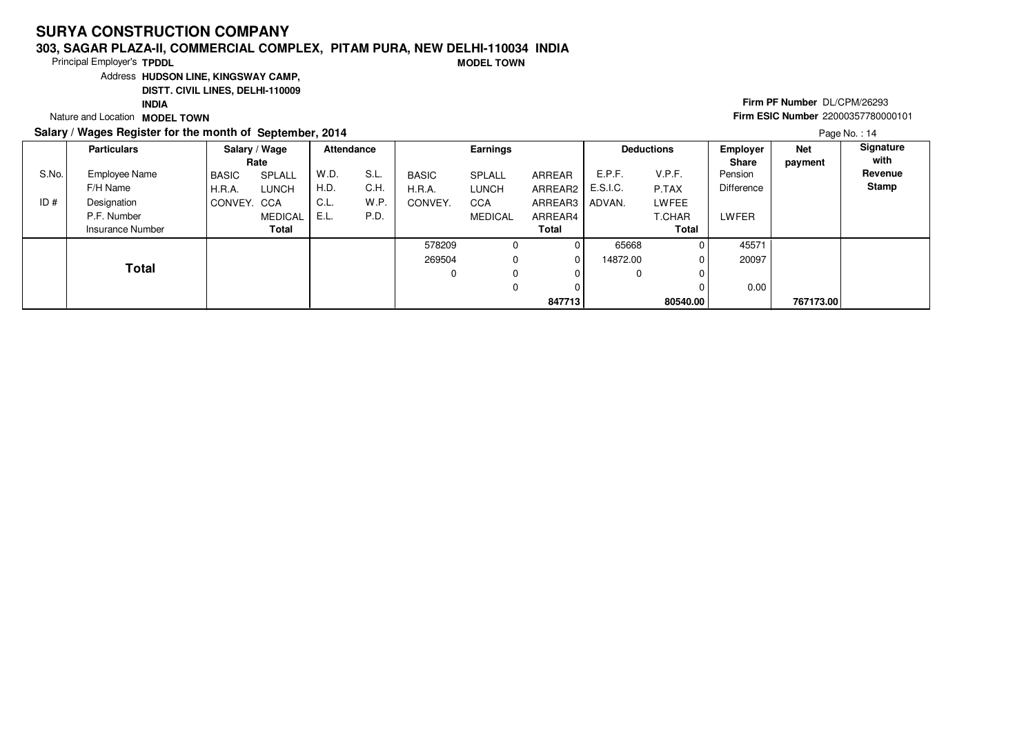# SURYA CONSTRUCTION COMPANY

**303, SAGAR PLAZA-II, COMMERCIAL COMPLEX, PITAM PURA, NEW DELHI-110034 INDIA**

Principal Employer's **TPDDL** **MODEL TOWN**

Address **HUDSON LINE, KINGSWAY CAMP,**
**DISTT. CIVIL LINES, DELHI-110009**
**INDIA**

Nature and Location **MODEL TOWN**

**Firm PF Number** DL/CPM/26293
**Firm ESIC Number** 22000357780000101

**Salary / Wages Register for the month of September, 2014**

Page No. : 14

| S.No. / ID # | Particulars: Employee Name / F/H Name / Designation / P.F. Number / Insurance Number | Salary / Wage Rate: BASIC / H.R.A. / CONVEY. | Salary / Wage Rate: SPLALL / LUNCH / CCA / MEDICAL / Total | Attendance: W.D. / H.D. / C.L. / E.L. | Attendance: S.L. / C.H. / W.P. / P.D. | Earnings: BASIC / H.R.A. / CONVEY. | Earnings: SPLALL / LUNCH / CCA / MEDICAL | Earnings: ARREAR / ARREAR2 / ARREAR3 / ARREAR4 / Total | Deductions: E.P.F. / E.S.I.C. / ADVAN. | Deductions: V.P.F. / P.TAX / LWFEE / T.CHAR / Total | Employer Share: Pension / Difference / LWFER | Net payment | Signature with Revenue Stamp |
|---|---|---|---|---|---|---|---|---|---|---|---|---|---|
| | **Total** | | | | | 578209<br>269504<br>0 | 0<br>0<br>0<br>0 | 0<br>0<br>0<br>0<br>**847713** | 65668<br>14872.00<br>0 | 0<br>0<br>0<br>0<br>**80540.00** | 45571<br>20097<br>0.00 | **767173.00** | |